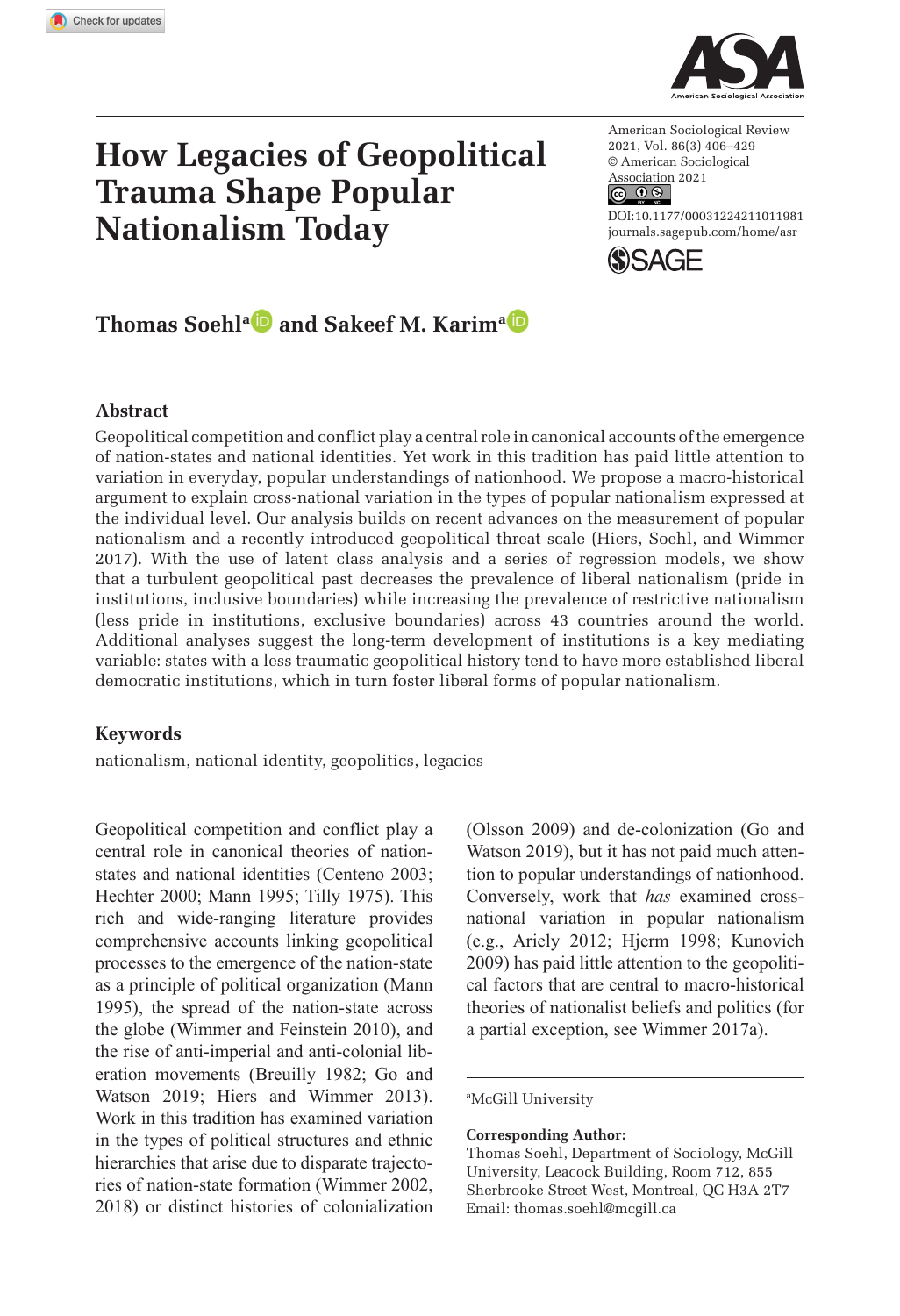# How Legacies of Geopolitical Trauma Shape Popular Nationalism Today

**Thomas Soehl[a] and Sakeef M. Karim[a]**

## Abstract

Geopolitical competition and conflict play a central role in canonical accounts of the emergence of nation-states and national identities. Yet work in this tradition has paid little attention to variation in everyday, popular understandings of nationhood. We propose a macro-historical argument to explain cross-national variation in the types of popular nationalism expressed at the individual level. Our analysis builds on recent advances on the measurement of popular nationalism and a recently introduced geopolitical threat scale (Hiers, Soehl, and Wimmer 2017). With the use of latent class analysis and a series of regression models, we show that a turbulent geopolitical past decreases the prevalence of liberal nationalism (pride in institutions, inclusive boundaries) while increasing the prevalence of restrictive nationalism (less pride in institutions, exclusive boundaries) across 43 countries around the world. Additional analyses suggest the long-term development of institutions is a key mediating variable: states with a less traumatic geopolitical history tend to have more established liberal democratic institutions, which in turn foster liberal forms of popular nationalism.

## Keywords

nationalism, national identity, geopolitics, legacies

Geopolitical competition and conflict play a central role in canonical theories of nation-states and national identities (Centeno 2003; Hechter 2000; Mann 1995; Tilly 1975). This rich and wide-ranging literature provides comprehensive accounts linking geopolitical processes to the emergence of the nation-state as a principle of political organization (Mann 1995), the spread of the nation-state across the globe (Wimmer and Feinstein 2010), and the rise of anti-imperial and anti-colonial liberation movements (Breuilly 1982; Go and Watson 2019; Hiers and Wimmer 2013). Work in this tradition has examined variation in the types of political structures and ethnic hierarchies that arise due to disparate trajectories of nation-state formation (Wimmer 2002, 2018) or distinct histories of colonialization (Olsson 2009) and de-colonization (Go and Watson 2019), but it has not paid much attention to popular understandings of nationhood. Conversely, work that *has* examined cross-national variation in popular nationalism (e.g., Ariely 2012; Hjerm 1998; Kunovich 2009) has paid little attention to the geopolitical factors that are central to macro-historical theories of nationalist beliefs and politics (for a partial exception, see Wimmer 2017a).

[a]McGill University

**Corresponding Author:**
Thomas Soehl, Department of Sociology, McGill University, Leacock Building, Room 712, 855 Sherbrooke Street West, Montreal, QC H3A 2T7
Email: thomas.soehl@mcgill.ca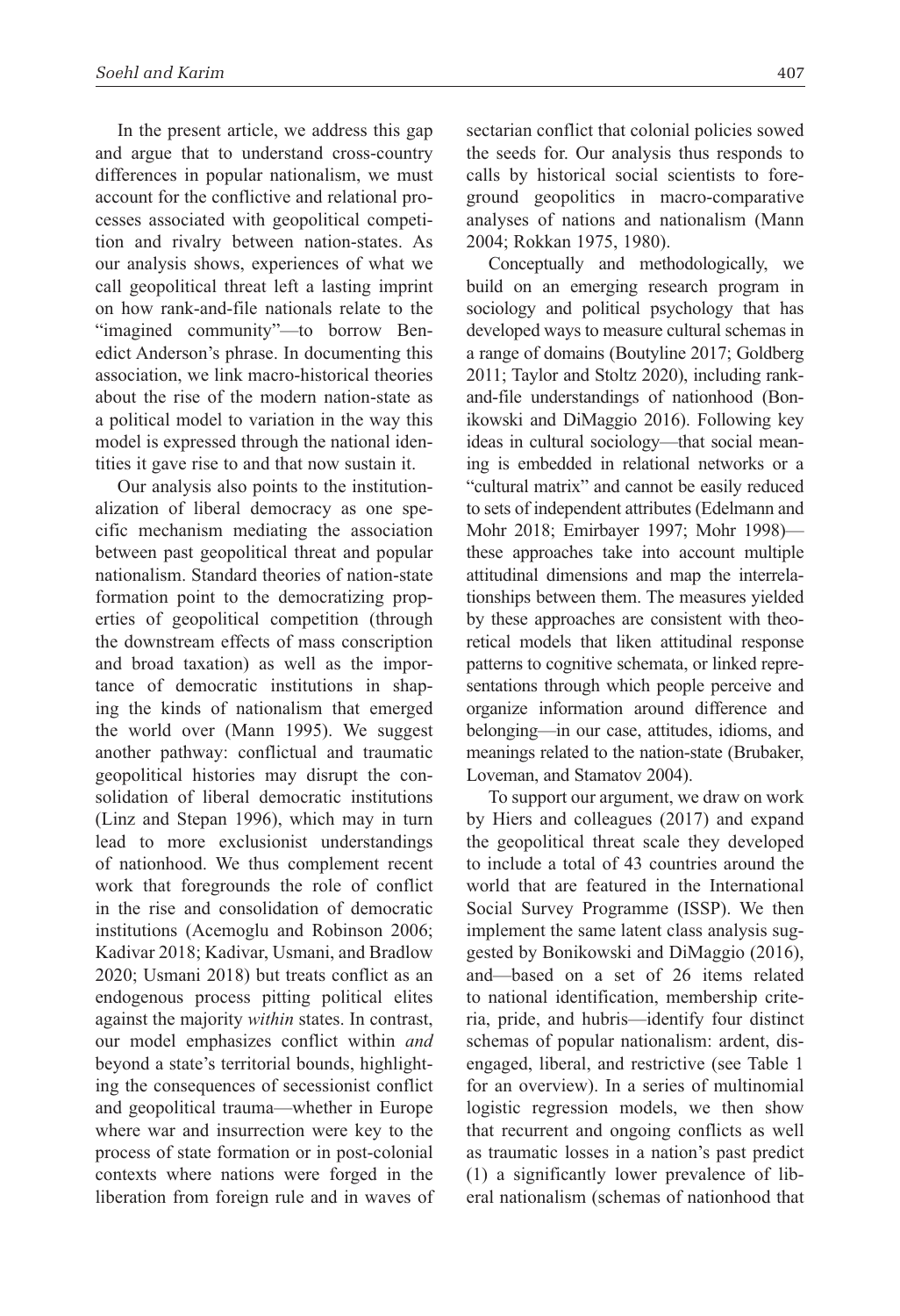In the present article, we address this gap and argue that to understand cross-country differences in popular nationalism, we must account for the conflictive and relational processes associated with geopolitical competition and rivalry between nation-states. As our analysis shows, experiences of what we call geopolitical threat left a lasting imprint on how rank-and-file nationals relate to the "imagined community"—to borrow Benedict Anderson's phrase. In documenting this association, we link macro-historical theories about the rise of the modern nation-state as a political model to variation in the way this model is expressed through the national identities it gave rise to and that now sustain it.

Our analysis also points to the institutionalization of liberal democracy as one specific mechanism mediating the association between past geopolitical threat and popular nationalism. Standard theories of nation-state formation point to the democratizing properties of geopolitical competition (through the downstream effects of mass conscription and broad taxation) as well as the importance of democratic institutions in shaping the kinds of nationalism that emerged the world over (Mann 1995). We suggest another pathway: conflictual and traumatic geopolitical histories may disrupt the consolidation of liberal democratic institutions (Linz and Stepan 1996), which may in turn lead to more exclusionist understandings of nationhood. We thus complement recent work that foregrounds the role of conflict in the rise and consolidation of democratic institutions (Acemoglu and Robinson 2006; Kadivar 2018; Kadivar, Usmani, and Bradlow 2020; Usmani 2018) but treats conflict as an endogenous process pitting political elites against the majority *within* states. In contrast, our model emphasizes conflict within *and* beyond a state's territorial bounds, highlighting the consequences of secessionist conflict and geopolitical trauma—whether in Europe where war and insurrection were key to the process of state formation or in post-colonial contexts where nations were forged in the liberation from foreign rule and in waves of sectarian conflict that colonial policies sowed the seeds for. Our analysis thus responds to calls by historical social scientists to foreground geopolitics in macro-comparative analyses of nations and nationalism (Mann 2004; Rokkan 1975, 1980).

Conceptually and methodologically, we build on an emerging research program in sociology and political psychology that has developed ways to measure cultural schemas in a range of domains (Boutyline 2017; Goldberg 2011; Taylor and Stoltz 2020), including rank-and-file understandings of nationhood (Bonikowski and DiMaggio 2016). Following key ideas in cultural sociology—that social meaning is embedded in relational networks or a "cultural matrix" and cannot be easily reduced to sets of independent attributes (Edelmann and Mohr 2018; Emirbayer 1997; Mohr 1998)—these approaches take into account multiple attitudinal dimensions and map the interrelationships between them. The measures yielded by these approaches are consistent with theoretical models that liken attitudinal response patterns to cognitive schemata, or linked representations through which people perceive and organize information around difference and belonging—in our case, attitudes, idioms, and meanings related to the nation-state (Brubaker, Loveman, and Stamatov 2004).

To support our argument, we draw on work by Hiers and colleagues (2017) and expand the geopolitical threat scale they developed to include a total of 43 countries around the world that are featured in the International Social Survey Programme (ISSP). We then implement the same latent class analysis suggested by Bonikowski and DiMaggio (2016), and—based on a set of 26 items related to national identification, membership criteria, pride, and hubris—identify four distinct schemas of popular nationalism: ardent, disengaged, liberal, and restrictive (see Table 1 for an overview). In a series of multinomial logistic regression models, we then show that recurrent and ongoing conflicts as well as traumatic losses in a nation's past predict (1) a significantly lower prevalence of liberal nationalism (schemas of nationhood that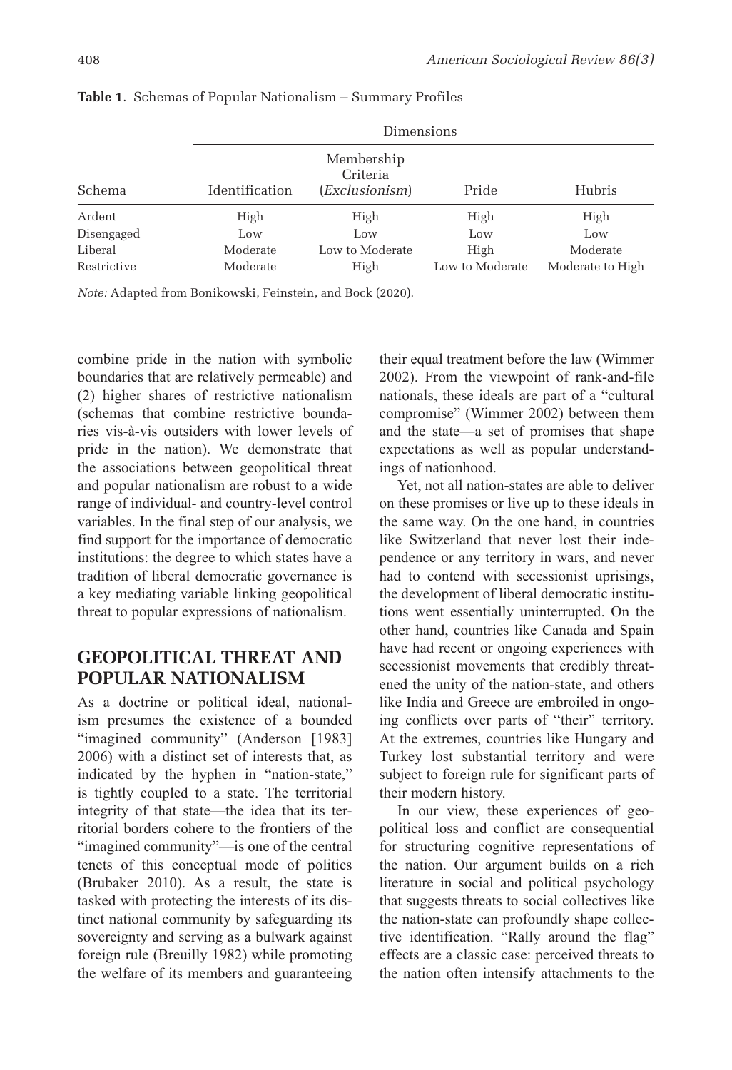**Table 1**. Schemas of Popular Nationalism – Summary Profiles

| Schema | Dimensions | | | |
|---|---|---|---|---|
| | Identification | Membership Criteria (*Exclusionism*) | Pride | Hubris |
| Ardent | High | High | High | High |
| Disengaged | Low | Low | Low | Low |
| Liberal | Moderate | Low to Moderate | High | Moderate |
| Restrictive | Moderate | High | Low to Moderate | Moderate to High |

*Note:* Adapted from Bonikowski, Feinstein, and Bock (2020).

combine pride in the nation with symbolic boundaries that are relatively permeable) and (2) higher shares of restrictive nationalism (schemas that combine restrictive boundaries vis-à-vis outsiders with lower levels of pride in the nation). We demonstrate that the associations between geopolitical threat and popular nationalism are robust to a wide range of individual- and country-level control variables. In the final step of our analysis, we find support for the importance of democratic institutions: the degree to which states have a tradition of liberal democratic governance is a key mediating variable linking geopolitical threat to popular expressions of nationalism.

## GEOPOLITICAL THREAT AND POPULAR NATIONALISM

As a doctrine or political ideal, nationalism presumes the existence of a bounded "imagined community" (Anderson [1983] 2006) with a distinct set of interests that, as indicated by the hyphen in "nation-state," is tightly coupled to a state. The territorial integrity of that state—the idea that its territorial borders cohere to the frontiers of the "imagined community"—is one of the central tenets of this conceptual mode of politics (Brubaker 2010). As a result, the state is tasked with protecting the interests of its distinct national community by safeguarding its sovereignty and serving as a bulwark against foreign rule (Breuilly 1982) while promoting the welfare of its members and guaranteeing their equal treatment before the law (Wimmer 2002). From the viewpoint of rank-and-file nationals, these ideals are part of a "cultural compromise" (Wimmer 2002) between them and the state—a set of promises that shape expectations as well as popular understandings of nationhood.

Yet, not all nation-states are able to deliver on these promises or live up to these ideals in the same way. On the one hand, in countries like Switzerland that never lost their independence or any territory in wars, and never had to contend with secessionist uprisings, the development of liberal democratic institutions went essentially uninterrupted. On the other hand, countries like Canada and Spain have had recent or ongoing experiences with secessionist movements that credibly threatened the unity of the nation-state, and others like India and Greece are embroiled in ongoing conflicts over parts of "their" territory. At the extremes, countries like Hungary and Turkey lost substantial territory and were subject to foreign rule for significant parts of their modern history.

In our view, these experiences of geopolitical loss and conflict are consequential for structuring cognitive representations of the nation. Our argument builds on a rich literature in social and political psychology that suggests threats to social collectives like the nation-state can profoundly shape collective identification. "Rally around the flag" effects are a classic case: perceived threats to the nation often intensify attachments to the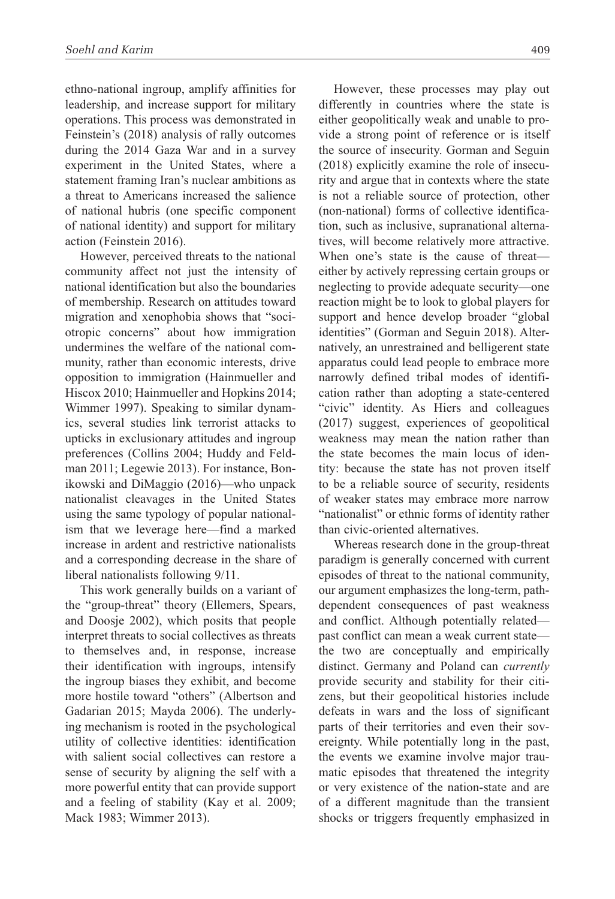ethno-national ingroup, amplify affinities for leadership, and increase support for military operations. This process was demonstrated in Feinstein's (2018) analysis of rally outcomes during the 2014 Gaza War and in a survey experiment in the United States, where a statement framing Iran's nuclear ambitions as a threat to Americans increased the salience of national hubris (one specific component of national identity) and support for military action (Feinstein 2016).

However, perceived threats to the national community affect not just the intensity of national identification but also the boundaries of membership. Research on attitudes toward migration and xenophobia shows that "sociotropic concerns" about how immigration undermines the welfare of the national community, rather than economic interests, drive opposition to immigration (Hainmueller and Hiscox 2010; Hainmueller and Hopkins 2014; Wimmer 1997). Speaking to similar dynamics, several studies link terrorist attacks to upticks in exclusionary attitudes and ingroup preferences (Collins 2004; Huddy and Feldman 2011; Legewie 2013). For instance, Bonikowski and DiMaggio (2016)—who unpack nationalist cleavages in the United States using the same typology of popular nationalism that we leverage here—find a marked increase in ardent and restrictive nationalists and a corresponding decrease in the share of liberal nationalists following 9/11.

This work generally builds on a variant of the "group-threat" theory (Ellemers, Spears, and Doosje 2002), which posits that people interpret threats to social collectives as threats to themselves and, in response, increase their identification with ingroups, intensify the ingroup biases they exhibit, and become more hostile toward "others" (Albertson and Gadarian 2015; Mayda 2006). The underlying mechanism is rooted in the psychological utility of collective identities: identification with salient social collectives can restore a sense of security by aligning the self with a more powerful entity that can provide support and a feeling of stability (Kay et al. 2009; Mack 1983; Wimmer 2013).

However, these processes may play out differently in countries where the state is either geopolitically weak and unable to provide a strong point of reference or is itself the source of insecurity. Gorman and Seguin (2018) explicitly examine the role of insecurity and argue that in contexts where the state is not a reliable source of protection, other (non-national) forms of collective identification, such as inclusive, supranational alternatives, will become relatively more attractive. When one's state is the cause of threat—either by actively repressing certain groups or neglecting to provide adequate security—one reaction might be to look to global players for support and hence develop broader "global identities" (Gorman and Seguin 2018). Alternatively, an unrestrained and belligerent state apparatus could lead people to embrace more narrowly defined tribal modes of identification rather than adopting a state-centered "civic" identity. As Hiers and colleagues (2017) suggest, experiences of geopolitical weakness may mean the nation rather than the state becomes the main locus of identity: because the state has not proven itself to be a reliable source of security, residents of weaker states may embrace more narrow "nationalist" or ethnic forms of identity rather than civic-oriented alternatives.

Whereas research done in the group-threat paradigm is generally concerned with current episodes of threat to the national community, our argument emphasizes the long-term, path-dependent consequences of past weakness and conflict. Although potentially related—past conflict can mean a weak current state—the two are conceptually and empirically distinct. Germany and Poland can *currently* provide security and stability for their citizens, but their geopolitical histories include defeats in wars and the loss of significant parts of their territories and even their sovereignty. While potentially long in the past, the events we examine involve major traumatic episodes that threatened the integrity or very existence of the nation-state and are of a different magnitude than the transient shocks or triggers frequently emphasized in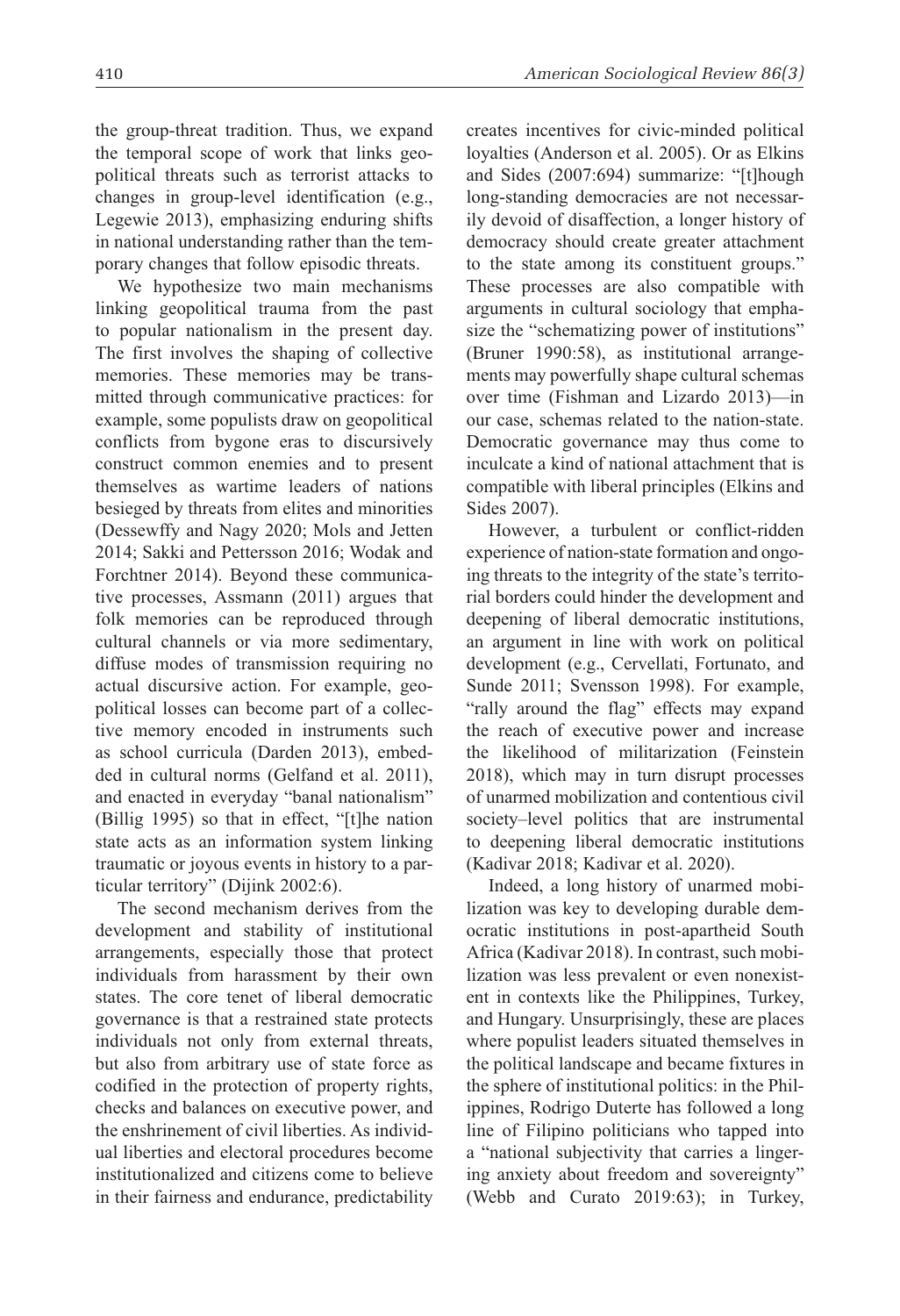the group-threat tradition. Thus, we expand the temporal scope of work that links geopolitical threats such as terrorist attacks to changes in group-level identification (e.g., Legewie 2013), emphasizing enduring shifts in national understanding rather than the temporary changes that follow episodic threats.

We hypothesize two main mechanisms linking geopolitical trauma from the past to popular nationalism in the present day. The first involves the shaping of collective memories. These memories may be transmitted through communicative practices: for example, some populists draw on geopolitical conflicts from bygone eras to discursively construct common enemies and to present themselves as wartime leaders of nations besieged by threats from elites and minorities (Dessewffy and Nagy 2020; Mols and Jetten 2014; Sakki and Pettersson 2016; Wodak and Forchtner 2014). Beyond these communicative processes, Assmann (2011) argues that folk memories can be reproduced through cultural channels or via more sedimentary, diffuse modes of transmission requiring no actual discursive action. For example, geopolitical losses can become part of a collective memory encoded in instruments such as school curricula (Darden 2013), embedded in cultural norms (Gelfand et al. 2011), and enacted in everyday "banal nationalism" (Billig 1995) so that in effect, "[t]he nation state acts as an information system linking traumatic or joyous events in history to a particular territory" (Dijink 2002:6).

The second mechanism derives from the development and stability of institutional arrangements, especially those that protect individuals from harassment by their own states. The core tenet of liberal democratic governance is that a restrained state protects individuals not only from external threats, but also from arbitrary use of state force as codified in the protection of property rights, checks and balances on executive power, and the enshrinement of civil liberties. As individual liberties and electoral procedures become institutionalized and citizens come to believe in their fairness and endurance, predictability creates incentives for civic-minded political loyalties (Anderson et al. 2005). Or as Elkins and Sides (2007:694) summarize: "[t]hough long-standing democracies are not necessarily devoid of disaffection, a longer history of democracy should create greater attachment to the state among its constituent groups." These processes are also compatible with arguments in cultural sociology that emphasize the "schematizing power of institutions" (Bruner 1990:58), as institutional arrangements may powerfully shape cultural schemas over time (Fishman and Lizardo 2013)—in our case, schemas related to the nation-state. Democratic governance may thus come to inculcate a kind of national attachment that is compatible with liberal principles (Elkins and Sides 2007).

However, a turbulent or conflict-ridden experience of nation-state formation and ongoing threats to the integrity of the state's territorial borders could hinder the development and deepening of liberal democratic institutions, an argument in line with work on political development (e.g., Cervellati, Fortunato, and Sunde 2011; Svensson 1998). For example, "rally around the flag" effects may expand the reach of executive power and increase the likelihood of militarization (Feinstein 2018), which may in turn disrupt processes of unarmed mobilization and contentious civil society–level politics that are instrumental to deepening liberal democratic institutions (Kadivar 2018; Kadivar et al. 2020).

Indeed, a long history of unarmed mobilization was key to developing durable democratic institutions in post-apartheid South Africa (Kadivar 2018). In contrast, such mobilization was less prevalent or even nonexistent in contexts like the Philippines, Turkey, and Hungary. Unsurprisingly, these are places where populist leaders situated themselves in the political landscape and became fixtures in the sphere of institutional politics: in the Philippines, Rodrigo Duterte has followed a long line of Filipino politicians who tapped into a "national subjectivity that carries a lingering anxiety about freedom and sovereignty" (Webb and Curato 2019:63); in Turkey,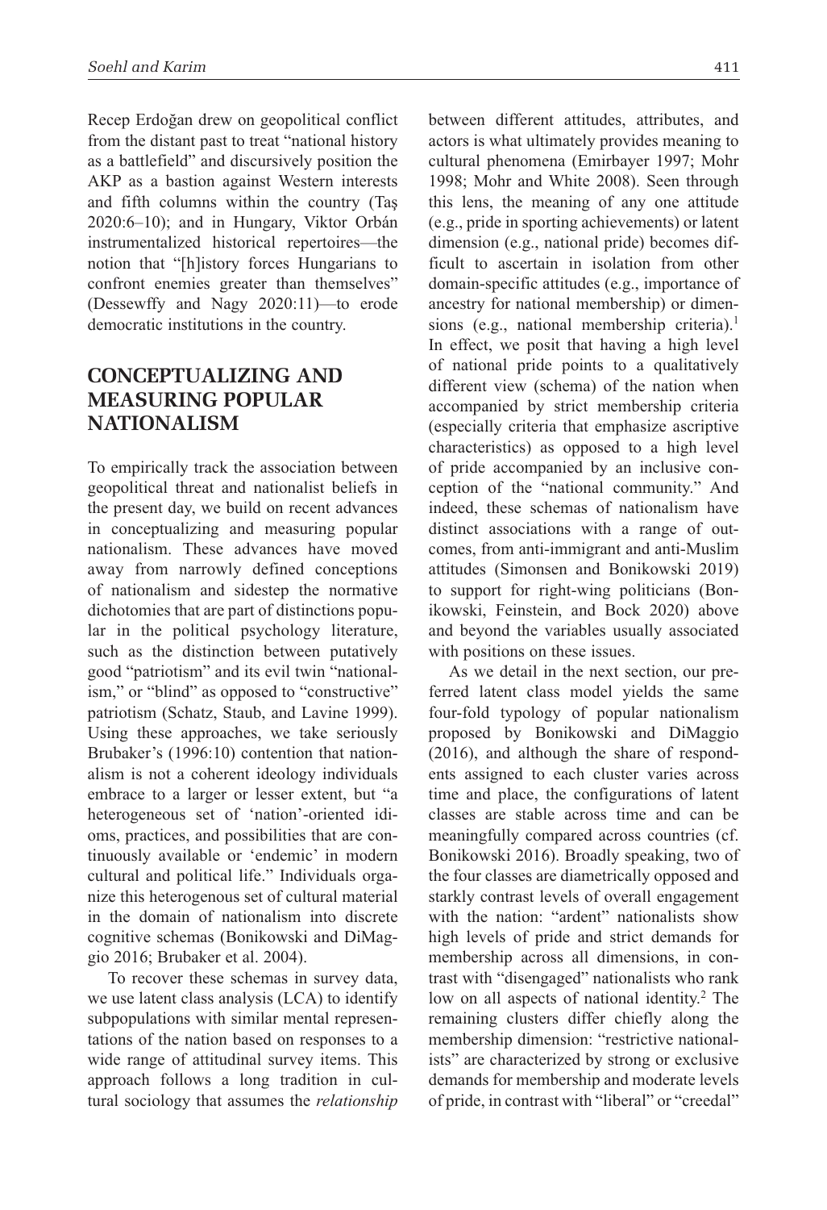Recep Erdoğan drew on geopolitical conflict from the distant past to treat "national history as a battlefield" and discursively position the AKP as a bastion against Western interests and fifth columns within the country (Taş 2020:6–10); and in Hungary, Viktor Orbán instrumentalized historical repertoires—the notion that "[h]istory forces Hungarians to confront enemies greater than themselves" (Dessewffy and Nagy 2020:11)—to erode democratic institutions in the country.

## CONCEPTUALIZING AND MEASURING POPULAR NATIONALISM

To empirically track the association between geopolitical threat and nationalist beliefs in the present day, we build on recent advances in conceptualizing and measuring popular nationalism. These advances have moved away from narrowly defined conceptions of nationalism and sidestep the normative dichotomies that are part of distinctions popular in the political psychology literature, such as the distinction between putatively good "patriotism" and its evil twin "nationalism," or "blind" as opposed to "constructive" patriotism (Schatz, Staub, and Lavine 1999). Using these approaches, we take seriously Brubaker's (1996:10) contention that nationalism is not a coherent ideology individuals embrace to a larger or lesser extent, but "a heterogeneous set of 'nation'-oriented idioms, practices, and possibilities that are continuously available or 'endemic' in modern cultural and political life." Individuals organize this heterogenous set of cultural material in the domain of nationalism into discrete cognitive schemas (Bonikowski and DiMaggio 2016; Brubaker et al. 2004).

To recover these schemas in survey data, we use latent class analysis (LCA) to identify subpopulations with similar mental representations of the nation based on responses to a wide range of attitudinal survey items. This approach follows a long tradition in cultural sociology that assumes the *relationship* between different attitudes, attributes, and actors is what ultimately provides meaning to cultural phenomena (Emirbayer 1997; Mohr 1998; Mohr and White 2008). Seen through this lens, the meaning of any one attitude (e.g., pride in sporting achievements) or latent dimension (e.g., national pride) becomes difficult to ascertain in isolation from other domain-specific attitudes (e.g., importance of ancestry for national membership) or dimensions (e.g., national membership criteria).[1] In effect, we posit that having a high level of national pride points to a qualitatively different view (schema) of the nation when accompanied by strict membership criteria (especially criteria that emphasize ascriptive characteristics) as opposed to a high level of pride accompanied by an inclusive conception of the "national community." And indeed, these schemas of nationalism have distinct associations with a range of outcomes, from anti-immigrant and anti-Muslim attitudes (Simonsen and Bonikowski 2019) to support for right-wing politicians (Bonikowski, Feinstein, and Bock 2020) above and beyond the variables usually associated with positions on these issues.

As we detail in the next section, our preferred latent class model yields the same four-fold typology of popular nationalism proposed by Bonikowski and DiMaggio (2016), and although the share of respondents assigned to each cluster varies across time and place, the configurations of latent classes are stable across time and can be meaningfully compared across countries (cf. Bonikowski 2016). Broadly speaking, two of the four classes are diametrically opposed and starkly contrast levels of overall engagement with the nation: "ardent" nationalists show high levels of pride and strict demands for membership across all dimensions, in contrast with "disengaged" nationalists who rank low on all aspects of national identity.[2] The remaining clusters differ chiefly along the membership dimension: "restrictive nationalists" are characterized by strong or exclusive demands for membership and moderate levels of pride, in contrast with "liberal" or "creedal"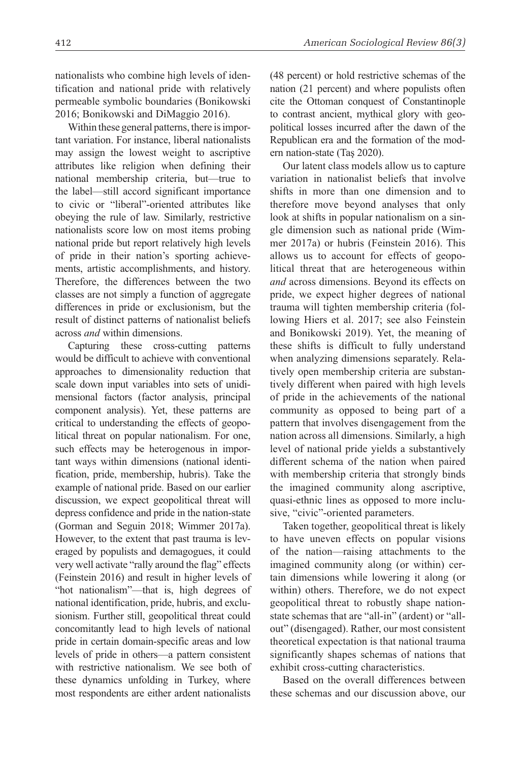nationalists who combine high levels of identification and national pride with relatively permeable symbolic boundaries (Bonikowski 2016; Bonikowski and DiMaggio 2016).

Within these general patterns, there is important variation. For instance, liberal nationalists may assign the lowest weight to ascriptive attributes like religion when defining their national membership criteria, but—true to the label—still accord significant importance to civic or "liberal"-oriented attributes like obeying the rule of law. Similarly, restrictive nationalists score low on most items probing national pride but report relatively high levels of pride in their nation's sporting achievements, artistic accomplishments, and history. Therefore, the differences between the two classes are not simply a function of aggregate differences in pride or exclusionism, but the result of distinct patterns of nationalist beliefs across *and* within dimensions.

Capturing these cross-cutting patterns would be difficult to achieve with conventional approaches to dimensionality reduction that scale down input variables into sets of unidimensional factors (factor analysis, principal component analysis). Yet, these patterns are critical to understanding the effects of geopolitical threat on popular nationalism. For one, such effects may be heterogenous in important ways within dimensions (national identification, pride, membership, hubris). Take the example of national pride. Based on our earlier discussion, we expect geopolitical threat will depress confidence and pride in the nation-state (Gorman and Seguin 2018; Wimmer 2017a). However, to the extent that past trauma is leveraged by populists and demagogues, it could very well activate "rally around the flag" effects (Feinstein 2016) and result in higher levels of "hot nationalism"—that is, high degrees of national identification, pride, hubris, and exclusionism. Further still, geopolitical threat could concomitantly lead to high levels of national pride in certain domain-specific areas and low levels of pride in others—a pattern consistent with restrictive nationalism. We see both of these dynamics unfolding in Turkey, where most respondents are either ardent nationalists (48 percent) or hold restrictive schemas of the nation (21 percent) and where populists often cite the Ottoman conquest of Constantinople to contrast ancient, mythical glory with geopolitical losses incurred after the dawn of the Republican era and the formation of the modern nation-state (Taş 2020).

Our latent class models allow us to capture variation in nationalist beliefs that involve shifts in more than one dimension and to therefore move beyond analyses that only look at shifts in popular nationalism on a single dimension such as national pride (Wimmer 2017a) or hubris (Feinstein 2016). This allows us to account for effects of geopolitical threat that are heterogeneous within *and* across dimensions. Beyond its effects on pride, we expect higher degrees of national trauma will tighten membership criteria (following Hiers et al. 2017; see also Feinstein and Bonikowski 2019). Yet, the meaning of these shifts is difficult to fully understand when analyzing dimensions separately. Relatively open membership criteria are substantively different when paired with high levels of pride in the achievements of the national community as opposed to being part of a pattern that involves disengagement from the nation across all dimensions. Similarly, a high level of national pride yields a substantively different schema of the nation when paired with membership criteria that strongly binds the imagined community along ascriptive, quasi-ethnic lines as opposed to more inclusive, "civic"-oriented parameters.

Taken together, geopolitical threat is likely to have uneven effects on popular visions of the nation—raising attachments to the imagined community along (or within) certain dimensions while lowering it along (or within) others. Therefore, we do not expect geopolitical threat to robustly shape nation-state schemas that are "all-in" (ardent) or "all-out" (disengaged). Rather, our most consistent theoretical expectation is that national trauma significantly shapes schemas of nations that exhibit cross-cutting characteristics.

Based on the overall differences between these schemas and our discussion above, our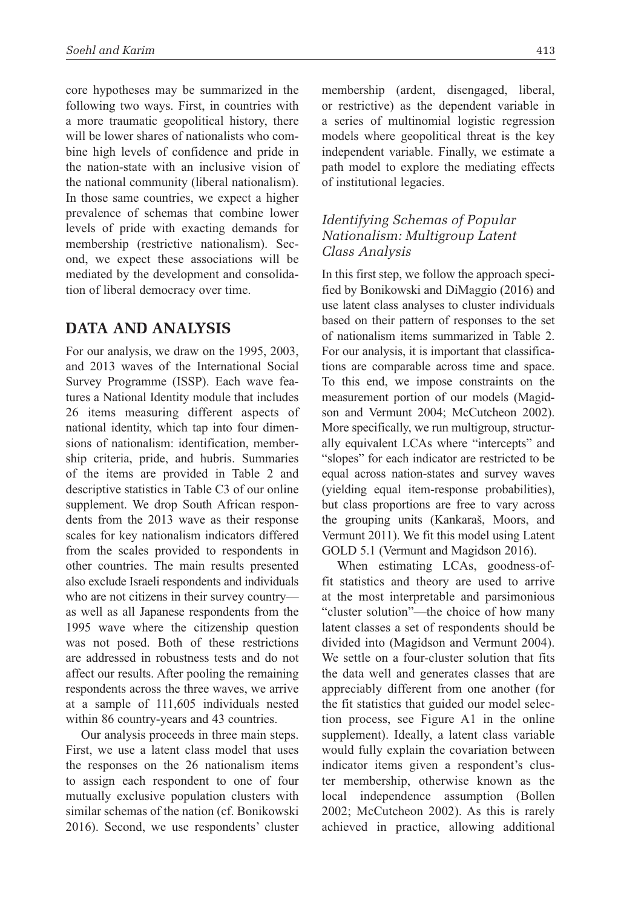core hypotheses may be summarized in the following two ways. First, in countries with a more traumatic geopolitical history, there will be lower shares of nationalists who combine high levels of confidence and pride in the nation-state with an inclusive vision of the national community (liberal nationalism). In those same countries, we expect a higher prevalence of schemas that combine lower levels of pride with exacting demands for membership (restrictive nationalism). Second, we expect these associations will be mediated by the development and consolidation of liberal democracy over time.

## DATA AND ANALYSIS

For our analysis, we draw on the 1995, 2003, and 2013 waves of the International Social Survey Programme (ISSP). Each wave features a National Identity module that includes 26 items measuring different aspects of national identity, which tap into four dimensions of nationalism: identification, membership criteria, pride, and hubris. Summaries of the items are provided in Table 2 and descriptive statistics in Table C3 of our online supplement. We drop South African respondents from the 2013 wave as their response scales for key nationalism indicators differed from the scales provided to respondents in other countries. The main results presented also exclude Israeli respondents and individuals who are not citizens in their survey country—as well as all Japanese respondents from the 1995 wave where the citizenship question was not posed. Both of these restrictions are addressed in robustness tests and do not affect our results. After pooling the remaining respondents across the three waves, we arrive at a sample of 111,605 individuals nested within 86 country-years and 43 countries.

Our analysis proceeds in three main steps. First, we use a latent class model that uses the responses on the 26 nationalism items to assign each respondent to one of four mutually exclusive population clusters with similar schemas of the nation (cf. Bonikowski 2016). Second, we use respondents' cluster membership (ardent, disengaged, liberal, or restrictive) as the dependent variable in a series of multinomial logistic regression models where geopolitical threat is the key independent variable. Finally, we estimate a path model to explore the mediating effects of institutional legacies.

### *Identifying Schemas of Popular Nationalism: Multigroup Latent Class Analysis*

In this first step, we follow the approach specified by Bonikowski and DiMaggio (2016) and use latent class analyses to cluster individuals based on their pattern of responses to the set of nationalism items summarized in Table 2. For our analysis, it is important that classifications are comparable across time and space. To this end, we impose constraints on the measurement portion of our models (Magidson and Vermunt 2004; McCutcheon 2002). More specifically, we run multigroup, structurally equivalent LCAs where "intercepts" and "slopes" for each indicator are restricted to be equal across nation-states and survey waves (yielding equal item-response probabilities), but class proportions are free to vary across the grouping units (Kankaraš, Moors, and Vermunt 2011). We fit this model using Latent GOLD 5.1 (Vermunt and Magidson 2016).

When estimating LCAs, goodness-of-fit statistics and theory are used to arrive at the most interpretable and parsimonious "cluster solution"—the choice of how many latent classes a set of respondents should be divided into (Magidson and Vermunt 2004). We settle on a four-cluster solution that fits the data well and generates classes that are appreciably different from one another (for the fit statistics that guided our model selection process, see Figure A1 in the online supplement). Ideally, a latent class variable would fully explain the covariation between indicator items given a respondent's cluster membership, otherwise known as the local independence assumption (Bollen 2002; McCutcheon 2002). As this is rarely achieved in practice, allowing additional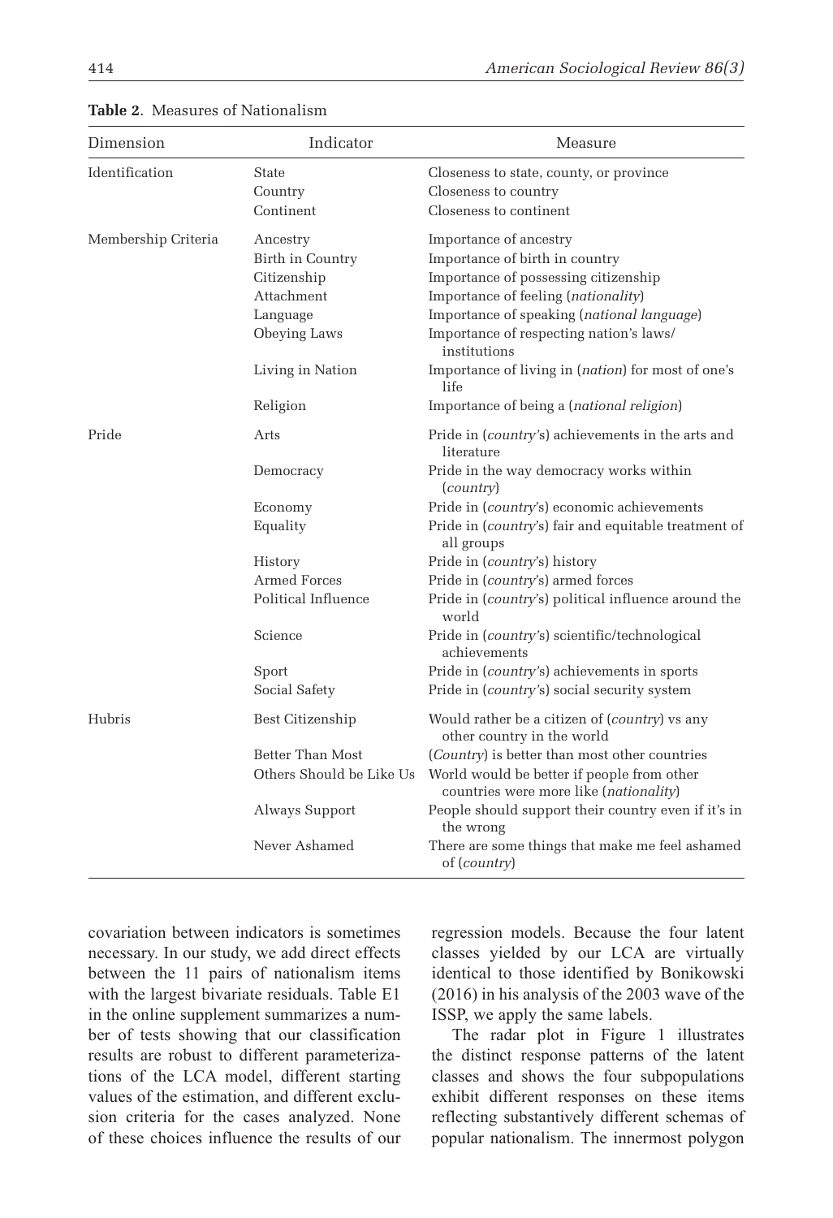**Table 2**. Measures of Nationalism

| Dimension | Indicator | Measure |
|---|---|---|
| Identification | State | Closeness to state, county, or province |
| | Country | Closeness to country |
| | Continent | Closeness to continent |
| Membership Criteria | Ancestry | Importance of ancestry |
| | Birth in Country | Importance of birth in country |
| | Citizenship | Importance of possessing citizenship |
| | Attachment | Importance of feeling (*nationality*) |
| | Language | Importance of speaking (*national language*) |
| | Obeying Laws | Importance of respecting nation's laws/ institutions |
| | Living in Nation | Importance of living in (*nation*) for most of one's life |
| | Religion | Importance of being a (*national religion*) |
| Pride | Arts | Pride in (*country's*) achievements in the arts and literature |
| | Democracy | Pride in the way democracy works within (*country*) |
| | Economy | Pride in (*country's*) economic achievements |
| | Equality | Pride in (*country's*) fair and equitable treatment of all groups |
| | History | Pride in (*country's*) history |
| | Armed Forces | Pride in (*country's*) armed forces |
| | Political Influence | Pride in (*country's*) political influence around the world |
| | Science | Pride in (*country's*) scientific/technological achievements |
| | Sport | Pride in (*country's*) achievements in sports |
| | Social Safety | Pride in (*country's*) social security system |
| Hubris | Best Citizenship | Would rather be a citizen of (*country*) vs any other country in the world |
| | Better Than Most | (*Country*) is better than most other countries |
| | Others Should be Like Us | World would be better if people from other countries were more like (*nationality*) |
| | Always Support | People should support their country even if it's in the wrong |
| | Never Ashamed | There are some things that make me feel ashamed of (*country*) |

covariation between indicators is sometimes necessary. In our study, we add direct effects between the 11 pairs of nationalism items with the largest bivariate residuals. Table E1 in the online supplement summarizes a number of tests showing that our classification results are robust to different parameterizations of the LCA model, different starting values of the estimation, and different exclusion criteria for the cases analyzed. None of these choices influence the results of our regression models. Because the four latent classes yielded by our LCA are virtually identical to those identified by Bonikowski (2016) in his analysis of the 2003 wave of the ISSP, we apply the same labels.

The radar plot in Figure 1 illustrates the distinct response patterns of the latent classes and shows the four subpopulations exhibit different responses on these items reflecting substantively different schemas of popular nationalism. The innermost polygon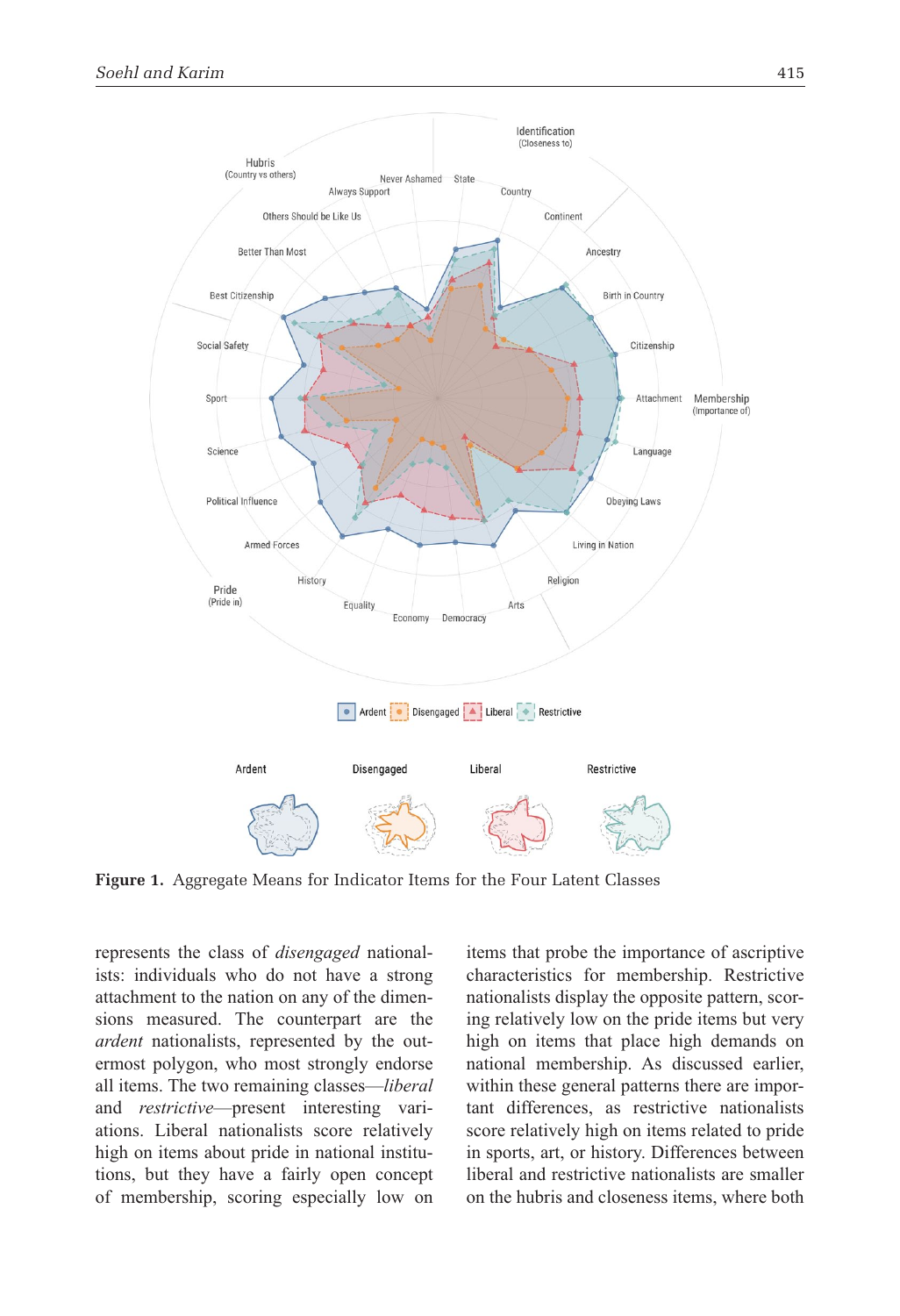**Figure 1.** Aggregate Means for Indicator Items for the Four Latent Classes

represents the class of *disengaged* nationalists: individuals who do not have a strong attachment to the nation on any of the dimensions measured. The counterpart are the *ardent* nationalists, represented by the outermost polygon, who most strongly endorse all items. The two remaining classes—*liberal* and *restrictive*—present interesting variations. Liberal nationalists score relatively high on items about pride in national institutions, but they have a fairly open concept of membership, scoring especially low on items that probe the importance of ascriptive characteristics for membership. Restrictive nationalists display the opposite pattern, scoring relatively low on the pride items but very high on items that place high demands on national membership. As discussed earlier, within these general patterns there are important differences, as restrictive nationalists score relatively high on items related to pride in sports, art, or history. Differences between liberal and restrictive nationalists are smaller on the hubris and closeness items, where both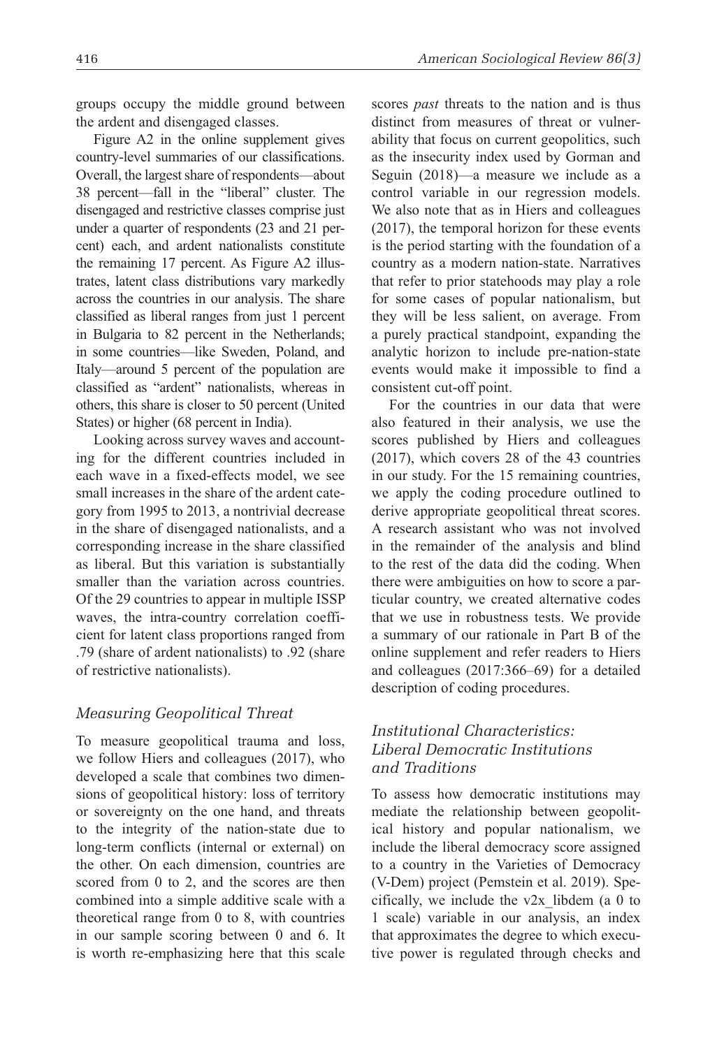groups occupy the middle ground between the ardent and disengaged classes.

Figure A2 in the online supplement gives country-level summaries of our classifications. Overall, the largest share of respondents—about 38 percent—fall in the "liberal" cluster. The disengaged and restrictive classes comprise just under a quarter of respondents (23 and 21 percent) each, and ardent nationalists constitute the remaining 17 percent. As Figure A2 illustrates, latent class distributions vary markedly across the countries in our analysis. The share classified as liberal ranges from just 1 percent in Bulgaria to 82 percent in the Netherlands; in some countries—like Sweden, Poland, and Italy—around 5 percent of the population are classified as "ardent" nationalists, whereas in others, this share is closer to 50 percent (United States) or higher (68 percent in India).

Looking across survey waves and accounting for the different countries included in each wave in a fixed-effects model, we see small increases in the share of the ardent category from 1995 to 2013, a nontrivial decrease in the share of disengaged nationalists, and a corresponding increase in the share classified as liberal. But this variation is substantially smaller than the variation across countries. Of the 29 countries to appear in multiple ISSP waves, the intra-country correlation coefficient for latent class proportions ranged from .79 (share of ardent nationalists) to .92 (share of restrictive nationalists).

### *Measuring Geopolitical Threat*

To measure geopolitical trauma and loss, we follow Hiers and colleagues (2017), who developed a scale that combines two dimensions of geopolitical history: loss of territory or sovereignty on the one hand, and threats to the integrity of the nation-state due to long-term conflicts (internal or external) on the other. On each dimension, countries are scored from 0 to 2, and the scores are then combined into a simple additive scale with a theoretical range from 0 to 8, with countries in our sample scoring between 0 and 6. It is worth re-emphasizing here that this scale scores *past* threats to the nation and is thus distinct from measures of threat or vulnerability that focus on current geopolitics, such as the insecurity index used by Gorman and Seguin (2018)—a measure we include as a control variable in our regression models. We also note that as in Hiers and colleagues (2017), the temporal horizon for these events is the period starting with the foundation of a country as a modern nation-state. Narratives that refer to prior statehoods may play a role for some cases of popular nationalism, but they will be less salient, on average. From a purely practical standpoint, expanding the analytic horizon to include pre-nation-state events would make it impossible to find a consistent cut-off point.

For the countries in our data that were also featured in their analysis, we use the scores published by Hiers and colleagues (2017), which covers 28 of the 43 countries in our study. For the 15 remaining countries, we apply the coding procedure outlined to derive appropriate geopolitical threat scores. A research assistant who was not involved in the remainder of the analysis and blind to the rest of the data did the coding. When there were ambiguities on how to score a particular country, we created alternative codes that we use in robustness tests. We provide a summary of our rationale in Part B of the online supplement and refer readers to Hiers and colleagues (2017:366–69) for a detailed description of coding procedures.

### *Institutional Characteristics: Liberal Democratic Institutions and Traditions*

To assess how democratic institutions may mediate the relationship between geopolitical history and popular nationalism, we include the liberal democracy score assigned to a country in the Varieties of Democracy (V-Dem) project (Pemstein et al. 2019). Specifically, we include the v2x_libdem (a 0 to 1 scale) variable in our analysis, an index that approximates the degree to which executive power is regulated through checks and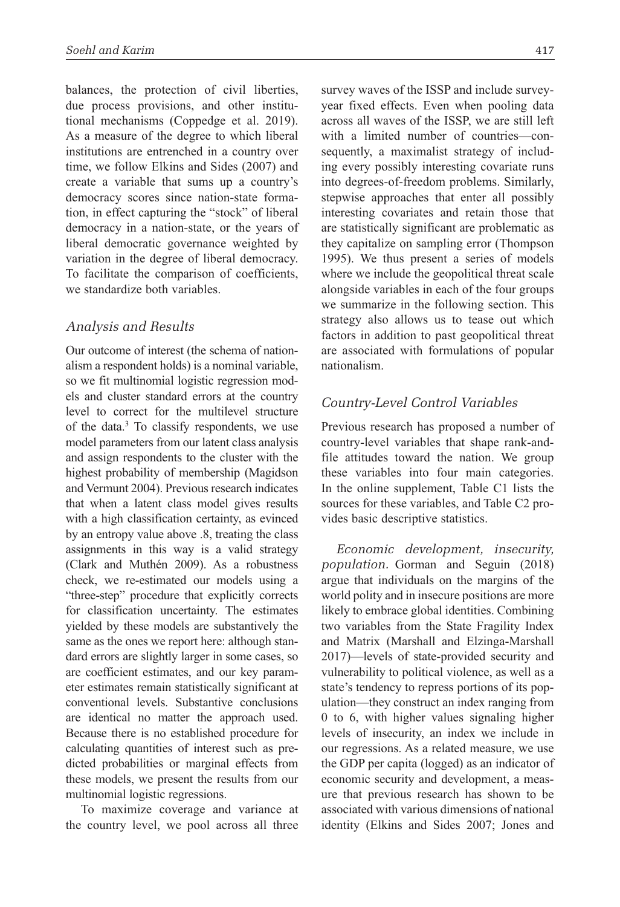balances, the protection of civil liberties, due process provisions, and other institutional mechanisms (Coppedge et al. 2019). As a measure of the degree to which liberal institutions are entrenched in a country over time, we follow Elkins and Sides (2007) and create a variable that sums up a country's democracy scores since nation-state formation, in effect capturing the "stock" of liberal democracy in a nation-state, or the years of liberal democratic governance weighted by variation in the degree of liberal democracy. To facilitate the comparison of coefficients, we standardize both variables.

### *Analysis and Results*

Our outcome of interest (the schema of nationalism a respondent holds) is a nominal variable, so we fit multinomial logistic regression models and cluster standard errors at the country level to correct for the multilevel structure of the data.[3] To classify respondents, we use model parameters from our latent class analysis and assign respondents to the cluster with the highest probability of membership (Magidson and Vermunt 2004). Previous research indicates that when a latent class model gives results with a high classification certainty, as evinced by an entropy value above .8, treating the class assignments in this way is a valid strategy (Clark and Muthén 2009). As a robustness check, we re-estimated our models using a "three-step" procedure that explicitly corrects for classification uncertainty. The estimates yielded by these models are substantively the same as the ones we report here: although standard errors are slightly larger in some cases, so are coefficient estimates, and our key parameter estimates remain statistically significant at conventional levels. Substantive conclusions are identical no matter the approach used. Because there is no established procedure for calculating quantities of interest such as predicted probabilities or marginal effects from these models, we present the results from our multinomial logistic regressions.

To maximize coverage and variance at the country level, we pool across all three survey waves of the ISSP and include survey-year fixed effects. Even when pooling data across all waves of the ISSP, we are still left with a limited number of countries—consequently, a maximalist strategy of including every possibly interesting covariate runs into degrees-of-freedom problems. Similarly, stepwise approaches that enter all possibly interesting covariates and retain those that are statistically significant are problematic as they capitalize on sampling error (Thompson 1995). We thus present a series of models where we include the geopolitical threat scale alongside variables in each of the four groups we summarize in the following section. This strategy also allows us to tease out which factors in addition to past geopolitical threat are associated with formulations of popular nationalism.

### *Country-Level Control Variables*

Previous research has proposed a number of country-level variables that shape rank-and-file attitudes toward the nation. We group these variables into four main categories. In the online supplement, Table C1 lists the sources for these variables, and Table C2 provides basic descriptive statistics.

*Economic development, insecurity, population.* Gorman and Seguin (2018) argue that individuals on the margins of the world polity and in insecure positions are more likely to embrace global identities. Combining two variables from the State Fragility Index and Matrix (Marshall and Elzinga-Marshall 2017)—levels of state-provided security and vulnerability to political violence, as well as a state's tendency to repress portions of its population—they construct an index ranging from 0 to 6, with higher values signaling higher levels of insecurity, an index we include in our regressions. As a related measure, we use the GDP per capita (logged) as an indicator of economic security and development, a measure that previous research has shown to be associated with various dimensions of national identity (Elkins and Sides 2007; Jones and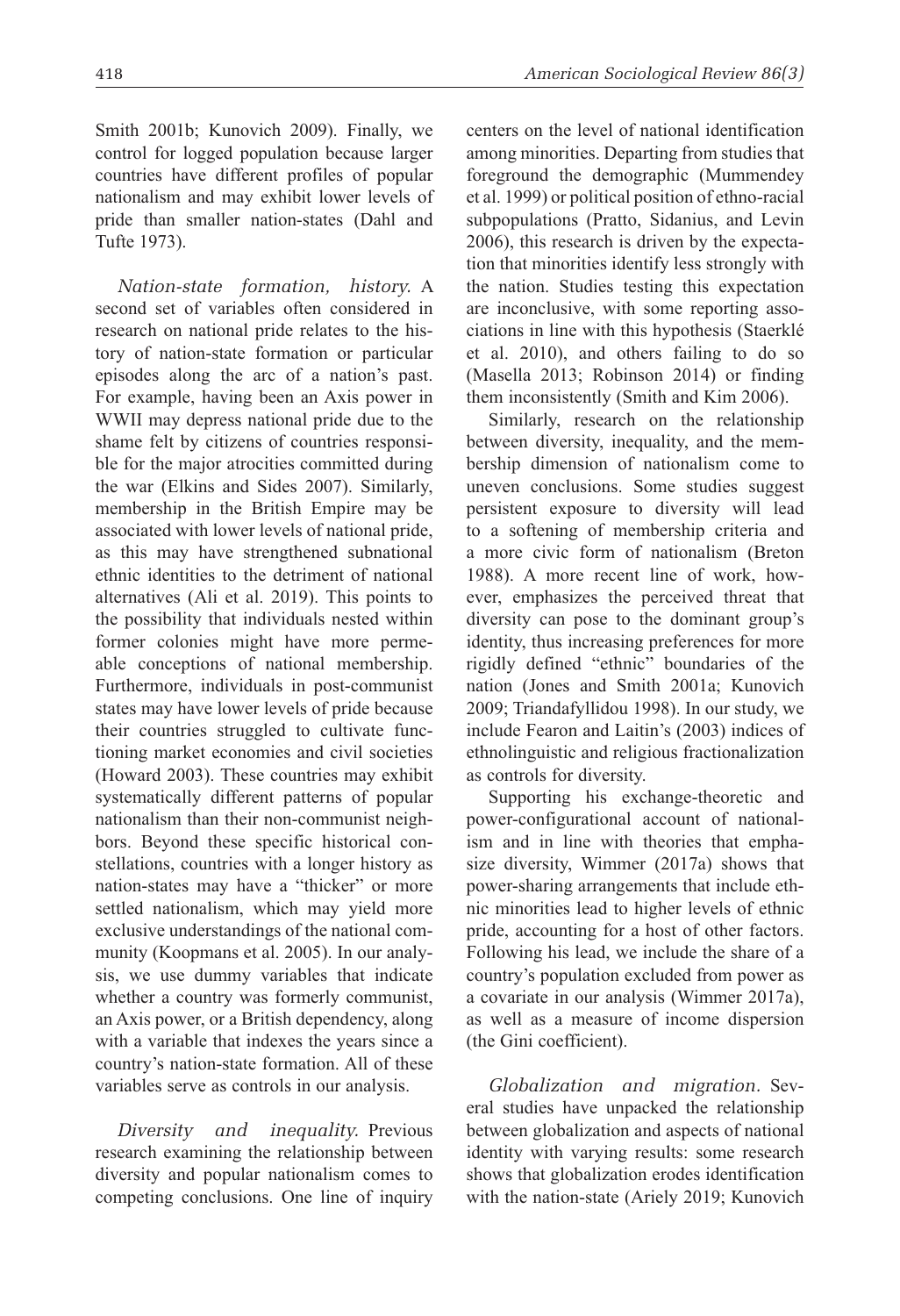Smith 2001b; Kunovich 2009). Finally, we control for logged population because larger countries have different profiles of popular nationalism and may exhibit lower levels of pride than smaller nation-states (Dahl and Tufte 1973).

*Nation-state formation, history.* A second set of variables often considered in research on national pride relates to the history of nation-state formation or particular episodes along the arc of a nation's past. For example, having been an Axis power in WWII may depress national pride due to the shame felt by citizens of countries responsible for the major atrocities committed during the war (Elkins and Sides 2007). Similarly, membership in the British Empire may be associated with lower levels of national pride, as this may have strengthened subnational ethnic identities to the detriment of national alternatives (Ali et al. 2019). This points to the possibility that individuals nested within former colonies might have more permeable conceptions of national membership. Furthermore, individuals in post-communist states may have lower levels of pride because their countries struggled to cultivate functioning market economies and civil societies (Howard 2003). These countries may exhibit systematically different patterns of popular nationalism than their non-communist neighbors. Beyond these specific historical constellations, countries with a longer history as nation-states may have a "thicker" or more settled nationalism, which may yield more exclusive understandings of the national community (Koopmans et al. 2005). In our analysis, we use dummy variables that indicate whether a country was formerly communist, an Axis power, or a British dependency, along with a variable that indexes the years since a country's nation-state formation. All of these variables serve as controls in our analysis.

*Diversity and inequality.* Previous research examining the relationship between diversity and popular nationalism comes to competing conclusions. One line of inquiry centers on the level of national identification among minorities. Departing from studies that foreground the demographic (Mummendey et al. 1999) or political position of ethno-racial subpopulations (Pratto, Sidanius, and Levin 2006), this research is driven by the expectation that minorities identify less strongly with the nation. Studies testing this expectation are inconclusive, with some reporting associations in line with this hypothesis (Staerklé et al. 2010), and others failing to do so (Masella 2013; Robinson 2014) or finding them inconsistently (Smith and Kim 2006).

Similarly, research on the relationship between diversity, inequality, and the membership dimension of nationalism come to uneven conclusions. Some studies suggest persistent exposure to diversity will lead to a softening of membership criteria and a more civic form of nationalism (Breton 1988). A more recent line of work, however, emphasizes the perceived threat that diversity can pose to the dominant group's identity, thus increasing preferences for more rigidly defined "ethnic" boundaries of the nation (Jones and Smith 2001a; Kunovich 2009; Triandafyllidou 1998). In our study, we include Fearon and Laitin's (2003) indices of ethnolinguistic and religious fractionalization as controls for diversity.

Supporting his exchange-theoretic and power-configurational account of nationalism and in line with theories that emphasize diversity, Wimmer (2017a) shows that power-sharing arrangements that include ethnic minorities lead to higher levels of ethnic pride, accounting for a host of other factors. Following his lead, we include the share of a country's population excluded from power as a covariate in our analysis (Wimmer 2017a), as well as a measure of income dispersion (the Gini coefficient).

*Globalization and migration.* Several studies have unpacked the relationship between globalization and aspects of national identity with varying results: some research shows that globalization erodes identification with the nation-state (Ariely 2019; Kunovich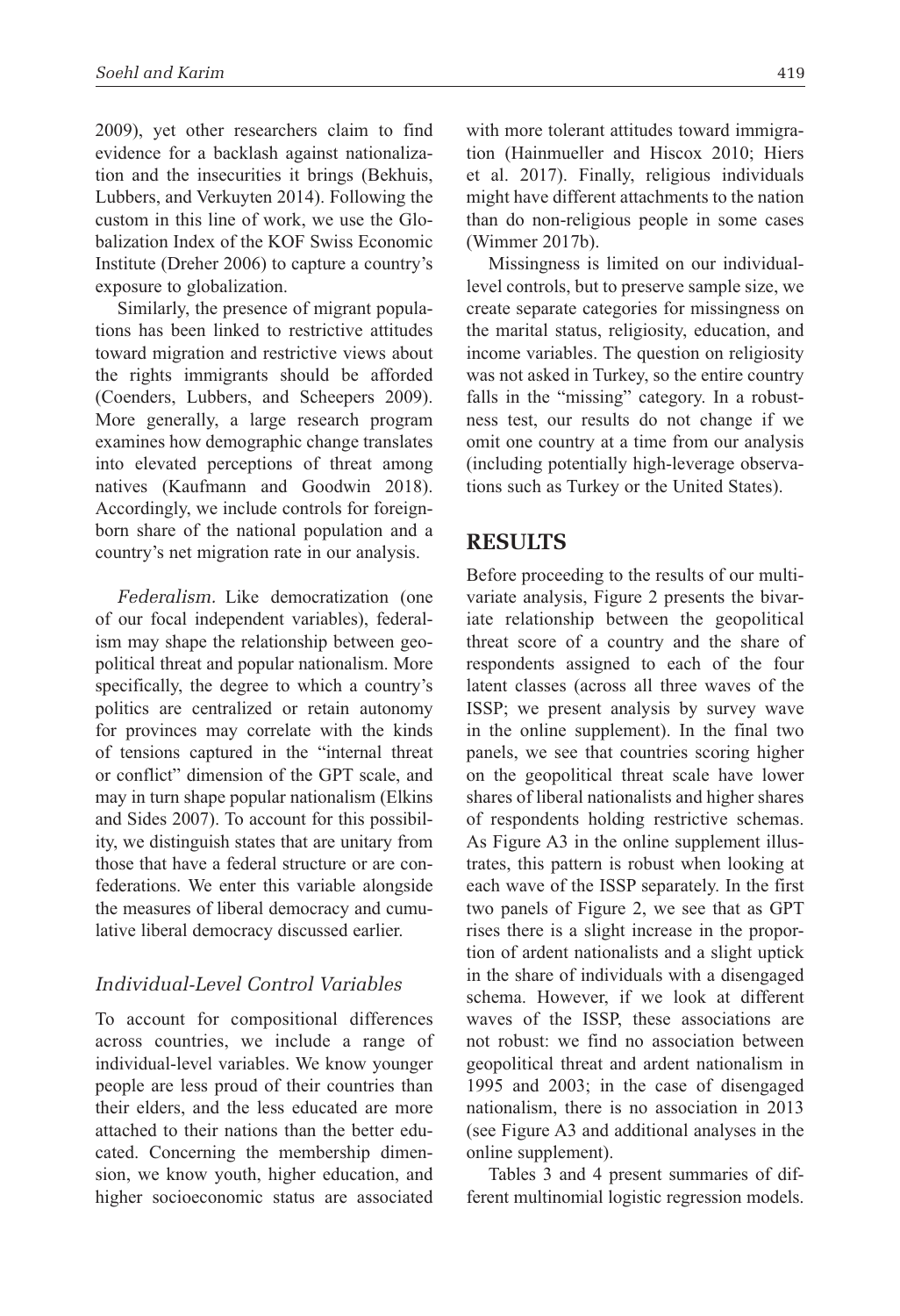2009), yet other researchers claim to find evidence for a backlash against nationalization and the insecurities it brings (Bekhuis, Lubbers, and Verkuyten 2014). Following the custom in this line of work, we use the Globalization Index of the KOF Swiss Economic Institute (Dreher 2006) to capture a country's exposure to globalization.

Similarly, the presence of migrant populations has been linked to restrictive attitudes toward migration and restrictive views about the rights immigrants should be afforded (Coenders, Lubbers, and Scheepers 2009). More generally, a large research program examines how demographic change translates into elevated perceptions of threat among natives (Kaufmann and Goodwin 2018). Accordingly, we include controls for foreign-born share of the national population and a country's net migration rate in our analysis.

*Federalism.* Like democratization (one of our focal independent variables), federalism may shape the relationship between geopolitical threat and popular nationalism. More specifically, the degree to which a country's politics are centralized or retain autonomy for provinces may correlate with the kinds of tensions captured in the "internal threat or conflict" dimension of the GPT scale, and may in turn shape popular nationalism (Elkins and Sides 2007). To account for this possibility, we distinguish states that are unitary from those that have a federal structure or are confederations. We enter this variable alongside the measures of liberal democracy and cumulative liberal democracy discussed earlier.

### Individual-Level Control Variables

To account for compositional differences across countries, we include a range of individual-level variables. We know younger people are less proud of their countries than their elders, and the less educated are more attached to their nations than the better educated. Concerning the membership dimension, we know youth, higher education, and higher socioeconomic status are associated with more tolerant attitudes toward immigration (Hainmueller and Hiscox 2010; Hiers et al. 2017). Finally, religious individuals might have different attachments to the nation than do non-religious people in some cases (Wimmer 2017b).

Missingness is limited on our individual-level controls, but to preserve sample size, we create separate categories for missingness on the marital status, religiosity, education, and income variables. The question on religiosity was not asked in Turkey, so the entire country falls in the "missing" category. In a robustness test, our results do not change if we omit one country at a time from our analysis (including potentially high-leverage observations such as Turkey or the United States).

## RESULTS

Before proceeding to the results of our multivariate analysis, Figure 2 presents the bivariate relationship between the geopolitical threat score of a country and the share of respondents assigned to each of the four latent classes (across all three waves of the ISSP; we present analysis by survey wave in the online supplement). In the final two panels, we see that countries scoring higher on the geopolitical threat scale have lower shares of liberal nationalists and higher shares of respondents holding restrictive schemas. As Figure A3 in the online supplement illustrates, this pattern is robust when looking at each wave of the ISSP separately. In the first two panels of Figure 2, we see that as GPT rises there is a slight increase in the proportion of ardent nationalists and a slight uptick in the share of individuals with a disengaged schema. However, if we look at different waves of the ISSP, these associations are not robust: we find no association between geopolitical threat and ardent nationalism in 1995 and 2003; in the case of disengaged nationalism, there is no association in 2013 (see Figure A3 and additional analyses in the online supplement).

Tables 3 and 4 present summaries of different multinomial logistic regression models.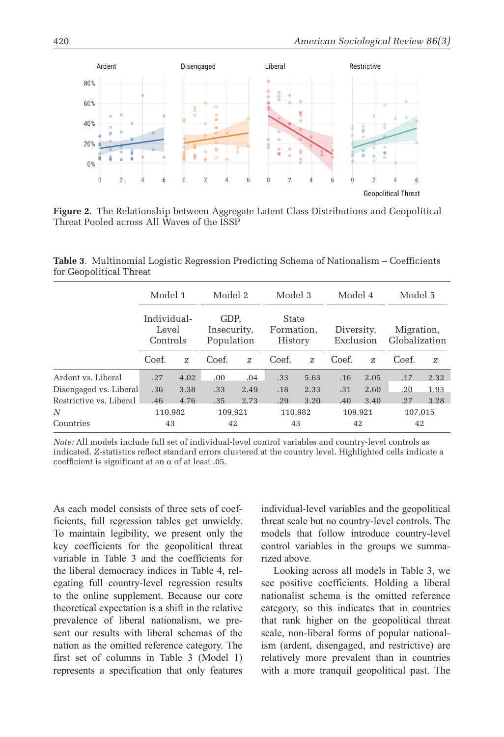**Figure 2.** The Relationship between Aggregate Latent Class Distributions and Geopolitical Threat Pooled across All Waves of the ISSP

**Table 3**. Multinomial Logistic Regression Predicting Schema of Nationalism – Coefficients for Geopolitical Threat

| | Model 1 | | Model 2 | | Model 3 | | Model 4 | | Model 5 | |
|---|---|---|---|---|---|---|---|---|---|---|
| | Individual-Level Controls | | GDP, Insecurity, Population | | State Formation, History | | Diversity, Exclusion | | Migration, Globalization | |
| | Coef. | *z* | Coef. | *z* | Coef. | *z* | Coef. | *z* | Coef. | *z* |
| Ardent vs. Liberal | .27 | 4.02 | .00 | .04 | .33 | 5.63 | .16 | 2.05 | .17 | 2.32 |
| Disengaged vs. Liberal | .36 | 3.38 | .33 | 2.49 | .18 | 2.33 | .31 | 2.60 | .20 | 1.93 |
| Restrictive vs. Liberal | .46 | 4.76 | .35 | 2.73 | .29 | 3.20 | .40 | 3.40 | .27 | 3.28 |
| *N* | 110,982 | | 109,921 | | 110,982 | | 109,921 | | 107,015 | |
| Countries | 43 | | 42 | | 43 | | 42 | | 42 | |

*Note:* All models include full set of individual-level control variables and country-level controls as indicated. *Z*-statistics reflect standard errors clustered at the country level. Highlighted cells indicate a coefficient is significant at an α of at least .05.

As each model consists of three sets of coefficients, full regression tables get unwieldy. To maintain legibility, we present only the key coefficients for the geopolitical threat variable in Table 3 and the coefficients for the liberal democracy indices in Table 4, relegating full country-level regression results to the online supplement. Because our core theoretical expectation is a shift in the relative prevalence of liberal nationalism, we present our results with liberal schemas of the nation as the omitted reference category. The first set of columns in Table 3 (Model 1) represents a specification that only features individual-level variables and the geopolitical threat scale but no country-level controls. The models that follow introduce country-level control variables in the groups we summarized above.

Looking across all models in Table 3, we see positive coefficients. Holding a liberal nationalist schema is the omitted reference category, so this indicates that in countries that rank higher on the geopolitical threat scale, non-liberal forms of popular nationalism (ardent, disengaged, and restrictive) are relatively more prevalent than in countries with a more tranquil geopolitical past. The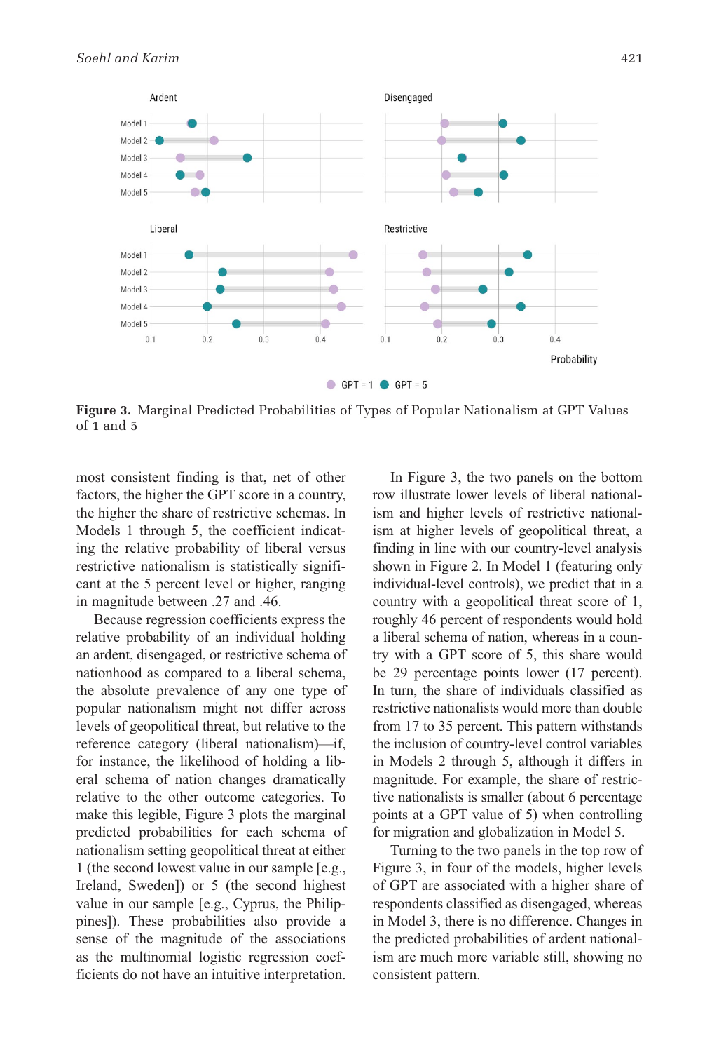**Figure 3.** Marginal Predicted Probabilities of Types of Popular Nationalism at GPT Values of 1 and 5

most consistent finding is that, net of other factors, the higher the GPT score in a country, the higher the share of restrictive schemas. In Models 1 through 5, the coefficient indicating the relative probability of liberal versus restrictive nationalism is statistically significant at the 5 percent level or higher, ranging in magnitude between .27 and .46.

Because regression coefficients express the relative probability of an individual holding an ardent, disengaged, or restrictive schema of nationhood as compared to a liberal schema, the absolute prevalence of any one type of popular nationalism might not differ across levels of geopolitical threat, but relative to the reference category (liberal nationalism)—if, for instance, the likelihood of holding a liberal schema of nation changes dramatically relative to the other outcome categories. To make this legible, Figure 3 plots the marginal predicted probabilities for each schema of nationalism setting geopolitical threat at either 1 (the second lowest value in our sample [e.g., Ireland, Sweden]) or 5 (the second highest value in our sample [e.g., Cyprus, the Philippines]). These probabilities also provide a sense of the magnitude of the associations as the multinomial logistic regression coefficients do not have an intuitive interpretation.

In Figure 3, the two panels on the bottom row illustrate lower levels of liberal nationalism and higher levels of restrictive nationalism at higher levels of geopolitical threat, a finding in line with our country-level analysis shown in Figure 2. In Model 1 (featuring only individual-level controls), we predict that in a country with a geopolitical threat score of 1, roughly 46 percent of respondents would hold a liberal schema of nation, whereas in a country with a GPT score of 5, this share would be 29 percentage points lower (17 percent). In turn, the share of individuals classified as restrictive nationalists would more than double from 17 to 35 percent. This pattern withstands the inclusion of country-level control variables in Models 2 through 5, although it differs in magnitude. For example, the share of restrictive nationalists is smaller (about 6 percentage points at a GPT value of 5) when controlling for migration and globalization in Model 5.

Turning to the two panels in the top row of Figure 3, in four of the models, higher levels of GPT are associated with a higher share of respondents classified as disengaged, whereas in Model 3, there is no difference. Changes in the predicted probabilities of ardent nationalism are much more variable still, showing no consistent pattern.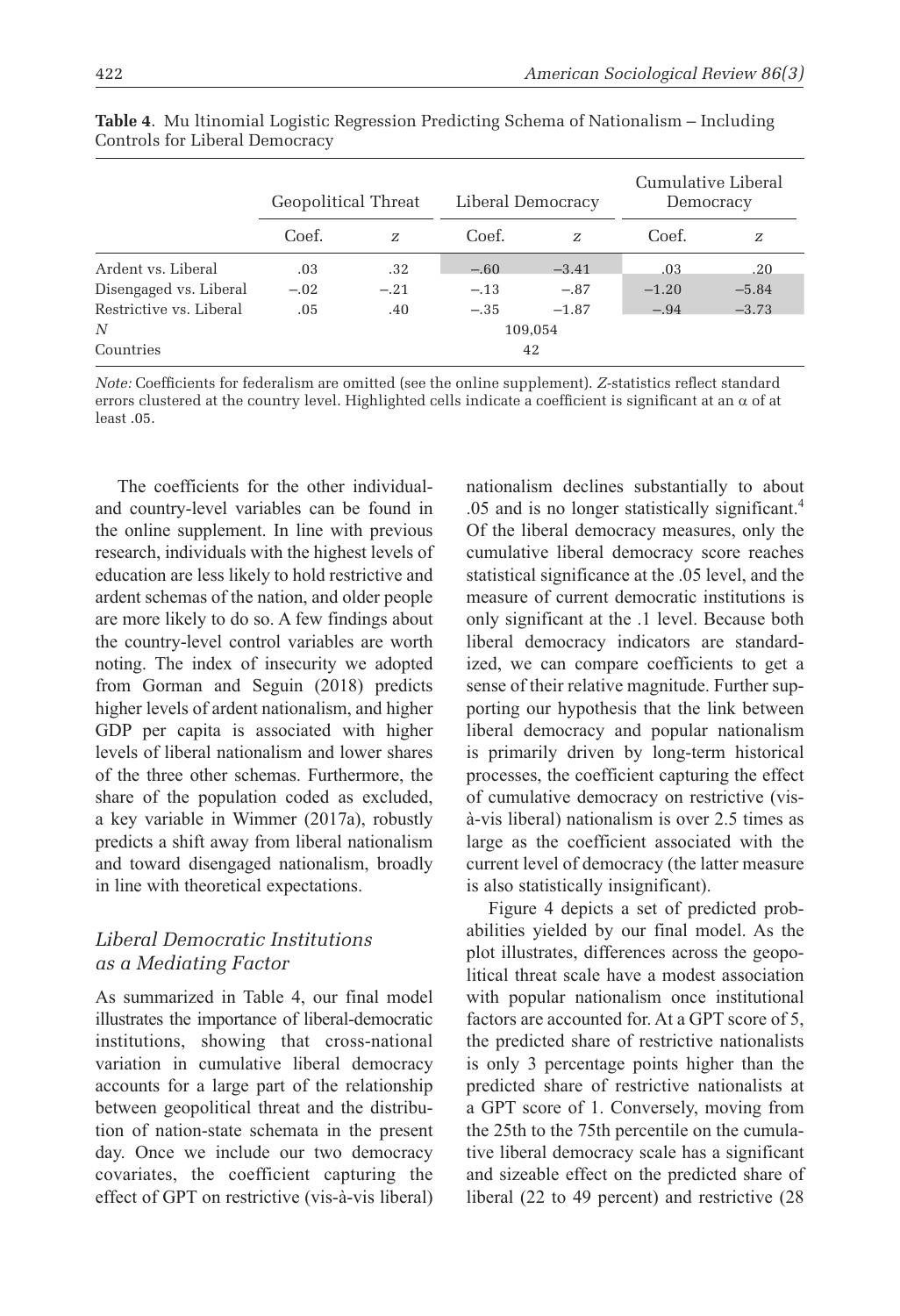**Table 4**. Mu ltinomial Logistic Regression Predicting Schema of Nationalism – Including Controls for Liberal Democracy

| | Geopolitical Threat | | Liberal Democracy | | Cumulative Liberal Democracy | |
|---|---|---|---|---|---|---|
| | Coef. | *z* | Coef. | *z* | Coef. | *z* |
| Ardent vs. Liberal | .03 | .32 | −.60 | −3.41 | .03 | .20 |
| Disengaged vs. Liberal | −.02 | −.21 | −.13 | −.87 | −1.20 | −5.84 |
| Restrictive vs. Liberal | .05 | .40 | −.35 | −1.87 | −.94 | −3.73 |
| *N* | | | 109,054 | | | |
| Countries | | | 42 | | | |

*Note:* Coefficients for federalism are omitted (see the online supplement). *Z*-statistics reflect standard errors clustered at the country level. Highlighted cells indicate a coefficient is significant at an α of at least .05.

The coefficients for the other individual- and country-level variables can be found in the online supplement. In line with previous research, individuals with the highest levels of education are less likely to hold restrictive and ardent schemas of the nation, and older people are more likely to do so. A few findings about the country-level control variables are worth noting. The index of insecurity we adopted from Gorman and Seguin (2018) predicts higher levels of ardent nationalism, and higher GDP per capita is associated with higher levels of liberal nationalism and lower shares of the three other schemas. Furthermore, the share of the population coded as excluded, a key variable in Wimmer (2017a), robustly predicts a shift away from liberal nationalism and toward disengaged nationalism, broadly in line with theoretical expectations.

### *Liberal Democratic Institutions as a Mediating Factor*

As summarized in Table 4, our final model illustrates the importance of liberal-democratic institutions, showing that cross-national variation in cumulative liberal democracy accounts for a large part of the relationship between geopolitical threat and the distribution of nation-state schemata in the present day. Once we include our two democracy covariates, the coefficient capturing the effect of GPT on restrictive (vis-à-vis liberal) nationalism declines substantially to about .05 and is no longer statistically significant.[4] Of the liberal democracy measures, only the cumulative liberal democracy score reaches statistical significance at the .05 level, and the measure of current democratic institutions is only significant at the .1 level. Because both liberal democracy indicators are standardized, we can compare coefficients to get a sense of their relative magnitude. Further supporting our hypothesis that the link between liberal democracy and popular nationalism is primarily driven by long-term historical processes, the coefficient capturing the effect of cumulative democracy on restrictive (vis-à-vis liberal) nationalism is over 2.5 times as large as the coefficient associated with the current level of democracy (the latter measure is also statistically insignificant).

Figure 4 depicts a set of predicted probabilities yielded by our final model. As the plot illustrates, differences across the geopolitical threat scale have a modest association with popular nationalism once institutional factors are accounted for. At a GPT score of 5, the predicted share of restrictive nationalists is only 3 percentage points higher than the predicted share of restrictive nationalists at a GPT score of 1. Conversely, moving from the 25th to the 75th percentile on the cumulative liberal democracy scale has a significant and sizeable effect on the predicted share of liberal (22 to 49 percent) and restrictive (28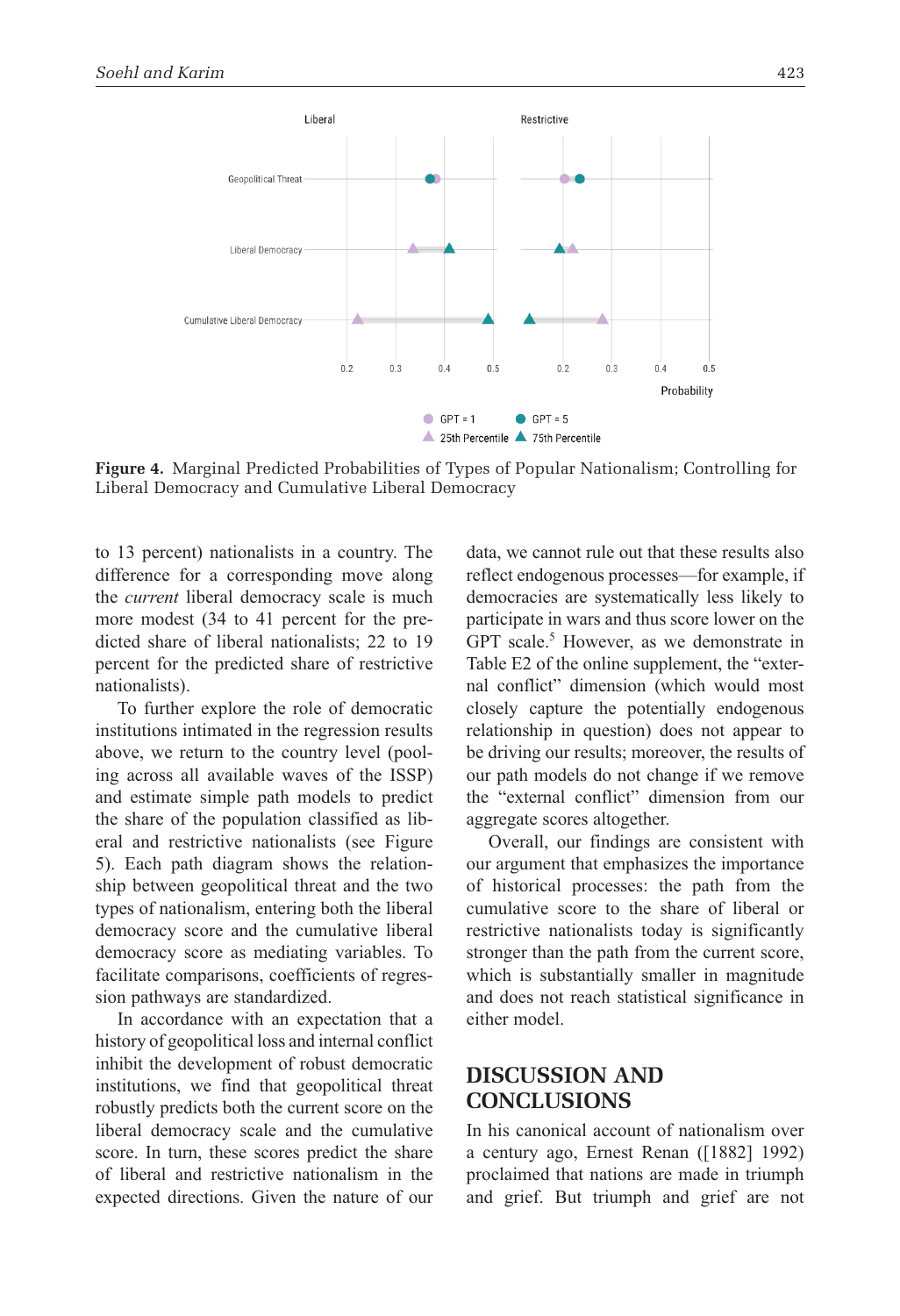**Figure 4.** Marginal Predicted Probabilities of Types of Popular Nationalism; Controlling for Liberal Democracy and Cumulative Liberal Democracy

to 13 percent) nationalists in a country. The difference for a corresponding move along the *current* liberal democracy scale is much more modest (34 to 41 percent for the predicted share of liberal nationalists; 22 to 19 percent for the predicted share of restrictive nationalists).

To further explore the role of democratic institutions intimated in the regression results above, we return to the country level (pooling across all available waves of the ISSP) and estimate simple path models to predict the share of the population classified as liberal and restrictive nationalists (see Figure 5). Each path diagram shows the relationship between geopolitical threat and the two types of nationalism, entering both the liberal democracy score and the cumulative liberal democracy score as mediating variables. To facilitate comparisons, coefficients of regression pathways are standardized.

In accordance with an expectation that a history of geopolitical loss and internal conflict inhibit the development of robust democratic institutions, we find that geopolitical threat robustly predicts both the current score on the liberal democracy scale and the cumulative score. In turn, these scores predict the share of liberal and restrictive nationalism in the expected directions. Given the nature of our data, we cannot rule out that these results also reflect endogenous processes—for example, if democracies are systematically less likely to participate in wars and thus score lower on the GPT scale.[5] However, as we demonstrate in Table E2 of the online supplement, the "external conflict" dimension (which would most closely capture the potentially endogenous relationship in question) does not appear to be driving our results; moreover, the results of our path models do not change if we remove the "external conflict" dimension from our aggregate scores altogether.

Overall, our findings are consistent with our argument that emphasizes the importance of historical processes: the path from the cumulative score to the share of liberal or restrictive nationalists today is significantly stronger than the path from the current score, which is substantially smaller in magnitude and does not reach statistical significance in either model.

## DISCUSSION AND CONCLUSIONS

In his canonical account of nationalism over a century ago, Ernest Renan ([1882] 1992) proclaimed that nations are made in triumph and grief. But triumph and grief are not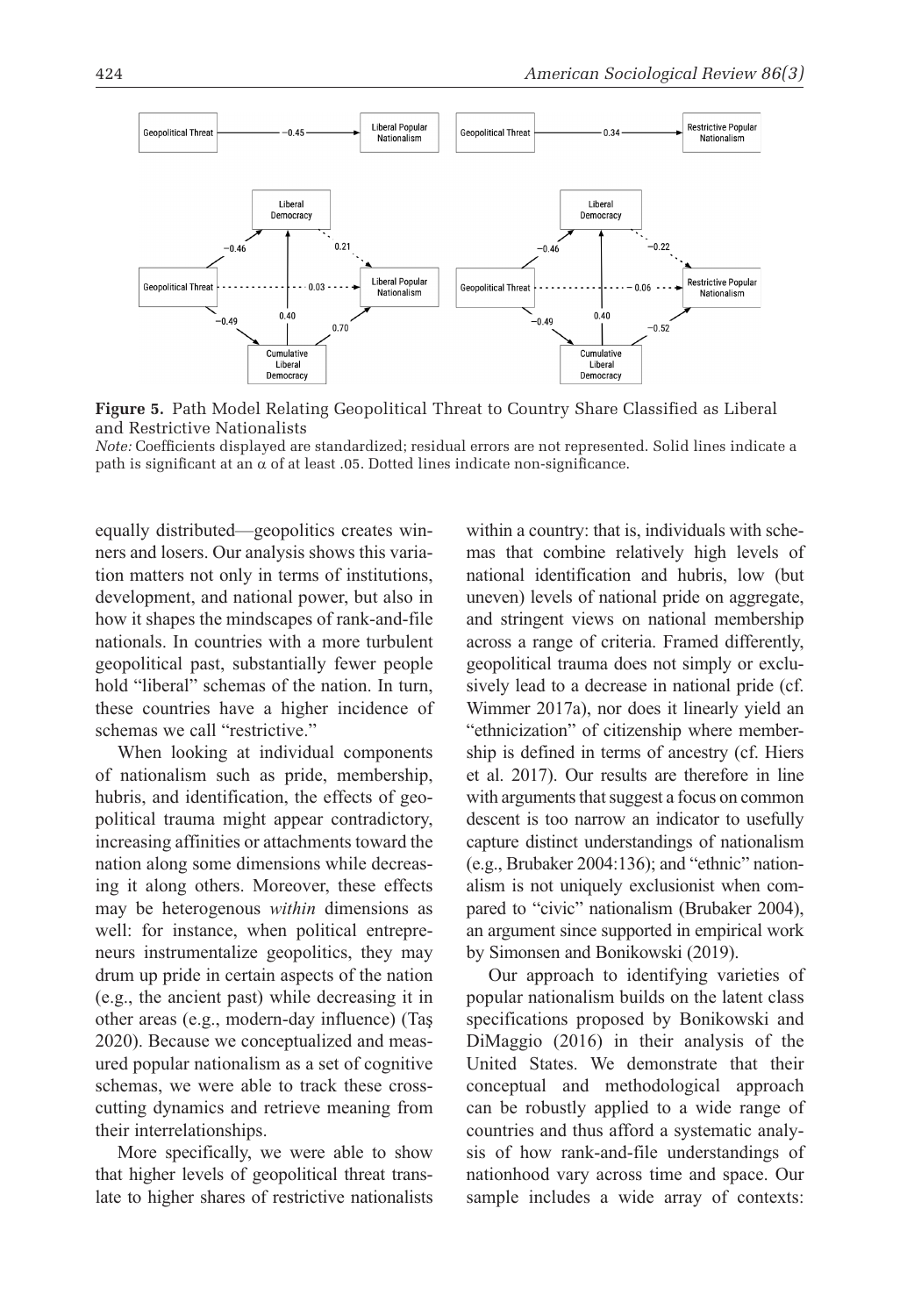**Figure 5.** Path Model Relating Geopolitical Threat to Country Share Classified as Liberal and Restrictive Nationalists

*Note:* Coefficients displayed are standardized; residual errors are not represented. Solid lines indicate a path is significant at an α of at least .05. Dotted lines indicate non-significance.

equally distributed—geopolitics creates winners and losers. Our analysis shows this variation matters not only in terms of institutions, development, and national power, but also in how it shapes the mindscapes of rank-and-file nationals. In countries with a more turbulent geopolitical past, substantially fewer people hold "liberal" schemas of the nation. In turn, these countries have a higher incidence of schemas we call "restrictive."

When looking at individual components of nationalism such as pride, membership, hubris, and identification, the effects of geopolitical trauma might appear contradictory, increasing affinities or attachments toward the nation along some dimensions while decreasing it along others. Moreover, these effects may be heterogenous *within* dimensions as well: for instance, when political entrepreneurs instrumentalize geopolitics, they may drum up pride in certain aspects of the nation (e.g., the ancient past) while decreasing it in other areas (e.g., modern-day influence) (Taş 2020). Because we conceptualized and measured popular nationalism as a set of cognitive schemas, we were able to track these crosscutting dynamics and retrieve meaning from their interrelationships.

More specifically, we were able to show that higher levels of geopolitical threat translate to higher shares of restrictive nationalists within a country: that is, individuals with schemas that combine relatively high levels of national identification and hubris, low (but uneven) levels of national pride on aggregate, and stringent views on national membership across a range of criteria. Framed differently, geopolitical trauma does not simply or exclusively lead to a decrease in national pride (cf. Wimmer 2017a), nor does it linearly yield an "ethnicization" of citizenship where membership is defined in terms of ancestry (cf. Hiers et al. 2017). Our results are therefore in line with arguments that suggest a focus on common descent is too narrow an indicator to usefully capture distinct understandings of nationalism (e.g., Brubaker 2004:136); and "ethnic" nationalism is not uniquely exclusionist when compared to "civic" nationalism (Brubaker 2004), an argument since supported in empirical work by Simonsen and Bonikowski (2019).

Our approach to identifying varieties of popular nationalism builds on the latent class specifications proposed by Bonikowski and DiMaggio (2016) in their analysis of the United States. We demonstrate that their conceptual and methodological approach can be robustly applied to a wide range of countries and thus afford a systematic analysis of how rank-and-file understandings of nationhood vary across time and space. Our sample includes a wide array of contexts: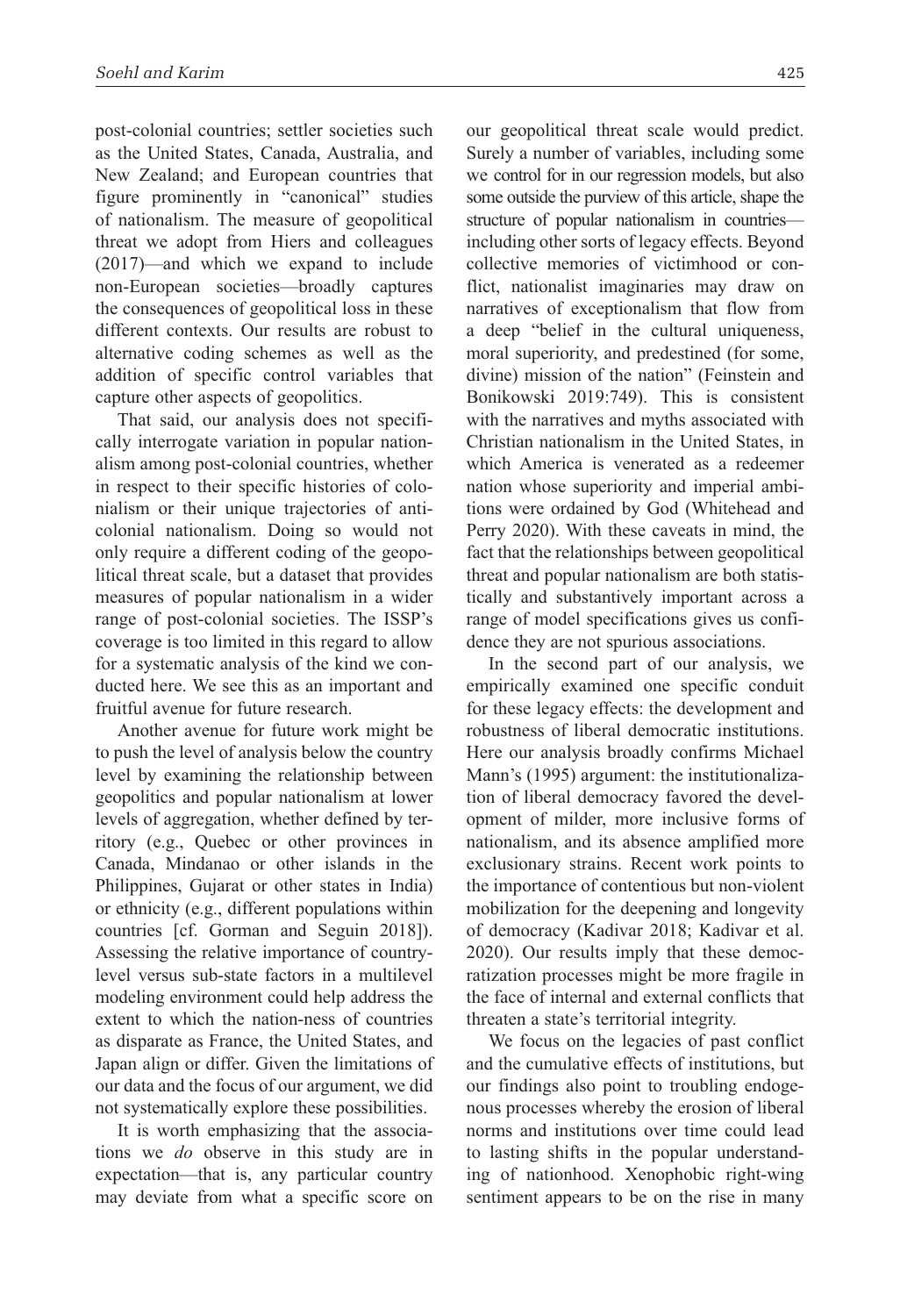post-colonial countries; settler societies such as the United States, Canada, Australia, and New Zealand; and European countries that figure prominently in "canonical" studies of nationalism. The measure of geopolitical threat we adopt from Hiers and colleagues (2017)—and which we expand to include non-European societies—broadly captures the consequences of geopolitical loss in these different contexts. Our results are robust to alternative coding schemes as well as the addition of specific control variables that capture other aspects of geopolitics.

That said, our analysis does not specifically interrogate variation in popular nationalism among post-colonial countries, whether in respect to their specific histories of colonialism or their unique trajectories of anti-colonial nationalism. Doing so would not only require a different coding of the geopolitical threat scale, but a dataset that provides measures of popular nationalism in a wider range of post-colonial societies. The ISSP's coverage is too limited in this regard to allow for a systematic analysis of the kind we conducted here. We see this as an important and fruitful avenue for future research.

Another avenue for future work might be to push the level of analysis below the country level by examining the relationship between geopolitics and popular nationalism at lower levels of aggregation, whether defined by territory (e.g., Quebec or other provinces in Canada, Mindanao or other islands in the Philippines, Gujarat or other states in India) or ethnicity (e.g., different populations within countries [cf. Gorman and Seguin 2018]). Assessing the relative importance of country-level versus sub-state factors in a multilevel modeling environment could help address the extent to which the nation-ness of countries as disparate as France, the United States, and Japan align or differ. Given the limitations of our data and the focus of our argument, we did not systematically explore these possibilities.

It is worth emphasizing that the associations we *do* observe in this study are in expectation—that is, any particular country may deviate from what a specific score on our geopolitical threat scale would predict. Surely a number of variables, including some we control for in our regression models, but also some outside the purview of this article, shape the structure of popular nationalism in countries—including other sorts of legacy effects. Beyond collective memories of victimhood or conflict, nationalist imaginaries may draw on narratives of exceptionalism that flow from a deep "belief in the cultural uniqueness, moral superiority, and predestined (for some, divine) mission of the nation" (Feinstein and Bonikowski 2019:749). This is consistent with the narratives and myths associated with Christian nationalism in the United States, in which America is venerated as a redeemer nation whose superiority and imperial ambitions were ordained by God (Whitehead and Perry 2020). With these caveats in mind, the fact that the relationships between geopolitical threat and popular nationalism are both statistically and substantively important across a range of model specifications gives us confidence they are not spurious associations.

In the second part of our analysis, we empirically examined one specific conduit for these legacy effects: the development and robustness of liberal democratic institutions. Here our analysis broadly confirms Michael Mann's (1995) argument: the institutionalization of liberal democracy favored the development of milder, more inclusive forms of nationalism, and its absence amplified more exclusionary strains. Recent work points to the importance of contentious but non-violent mobilization for the deepening and longevity of democracy (Kadivar 2018; Kadivar et al. 2020). Our results imply that these democratization processes might be more fragile in the face of internal and external conflicts that threaten a state's territorial integrity.

We focus on the legacies of past conflict and the cumulative effects of institutions, but our findings also point to troubling endogenous processes whereby the erosion of liberal norms and institutions over time could lead to lasting shifts in the popular understanding of nationhood. Xenophobic right-wing sentiment appears to be on the rise in many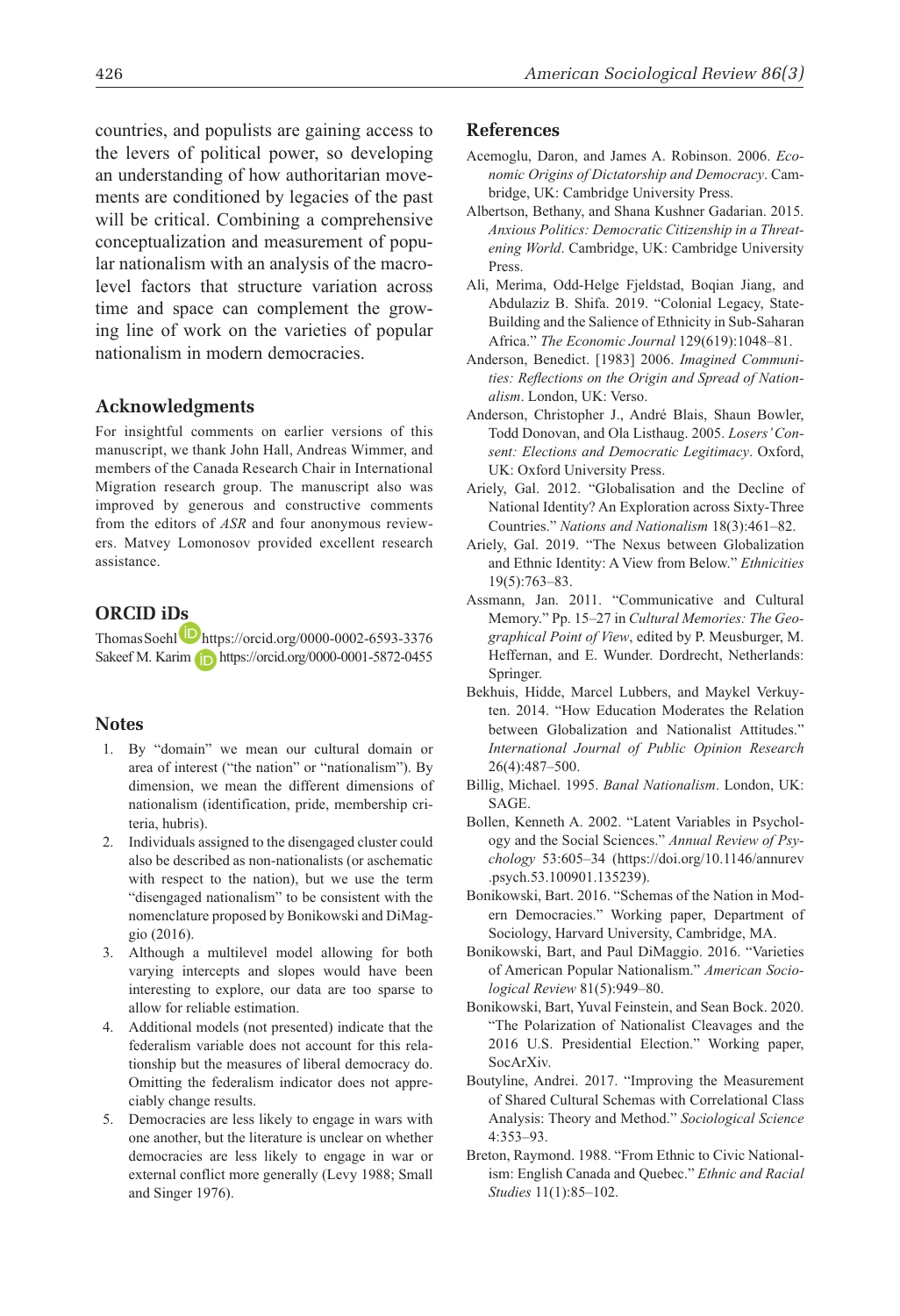countries, and populists are gaining access to the levers of political power, so developing an understanding of how authoritarian movements are conditioned by legacies of the past will be critical. Combining a comprehensive conceptualization and measurement of popular nationalism with an analysis of the macro-level factors that structure variation across time and space can complement the growing line of work on the varieties of popular nationalism in modern democracies.

## Acknowledgments

For insightful comments on earlier versions of this manuscript, we thank John Hall, Andreas Wimmer, and members of the Canada Research Chair in International Migration research group. The manuscript also was improved by generous and constructive comments from the editors of *ASR* and four anonymous reviewers. Matvey Lomonosov provided excellent research assistance.

## ORCID iDs

Thomas Soehl https://orcid.org/0000-0002-6593-3376
Sakeef M. Karim https://orcid.org/0000-0001-5872-0455

## Notes

1. By "domain" we mean our cultural domain or area of interest ("the nation" or "nationalism"). By dimension, we mean the different dimensions of nationalism (identification, pride, membership criteria, hubris).
2. Individuals assigned to the disengaged cluster could also be described as non-nationalists (or aschematic with respect to the nation), but we use the term "disengaged nationalism" to be consistent with the nomenclature proposed by Bonikowski and DiMaggio (2016).
3. Although a multilevel model allowing for both varying intercepts and slopes would have been interesting to explore, our data are too sparse to allow for reliable estimation.
4. Additional models (not presented) indicate that the federalism variable does not account for this relationship but the measures of liberal democracy do. Omitting the federalism indicator does not appreciably change results.
5. Democracies are less likely to engage in wars with one another, but the literature is unclear on whether democracies are less likely to engage in war or external conflict more generally (Levy 1988; Small and Singer 1976).

## References

Acemoglu, Daron, and James A. Robinson. 2006. *Economic Origins of Dictatorship and Democracy*. Cambridge, UK: Cambridge University Press.

Albertson, Bethany, and Shana Kushner Gadarian. 2015. *Anxious Politics: Democratic Citizenship in a Threatening World*. Cambridge, UK: Cambridge University Press.

Ali, Merima, Odd-Helge Fjeldstad, Boqian Jiang, and Abdulaziz B. Shifa. 2019. "Colonial Legacy, State-Building and the Salience of Ethnicity in Sub-Saharan Africa." *The Economic Journal* 129(619):1048–81.

Anderson, Benedict. [1983] 2006. *Imagined Communities: Reflections on the Origin and Spread of Nationalism*. London, UK: Verso.

Anderson, Christopher J., André Blais, Shaun Bowler, Todd Donovan, and Ola Listhaug. 2005. *Losers' Consent: Elections and Democratic Legitimacy*. Oxford, UK: Oxford University Press.

Ariely, Gal. 2012. "Globalisation and the Decline of National Identity? An Exploration across Sixty-Three Countries." *Nations and Nationalism* 18(3):461–82.

Ariely, Gal. 2019. "The Nexus between Globalization and Ethnic Identity: A View from Below." *Ethnicities* 19(5):763–83.

Assmann, Jan. 2011. "Communicative and Cultural Memory." Pp. 15–27 in *Cultural Memories: The Geographical Point of View*, edited by P. Meusburger, M. Heffernan, and E. Wunder. Dordrecht, Netherlands: Springer.

Bekhuis, Hidde, Marcel Lubbers, and Maykel Verkuyten. 2014. "How Education Moderates the Relation between Globalization and Nationalist Attitudes." *International Journal of Public Opinion Research* 26(4):487–500.

Billig, Michael. 1995. *Banal Nationalism*. London, UK: SAGE.

Bollen, Kenneth A. 2002. "Latent Variables in Psychology and the Social Sciences." *Annual Review of Psychology* 53:605–34 (https://doi.org/10.1146/annurev.psych.53.100901.135239).

Bonikowski, Bart. 2016. "Schemas of the Nation in Modern Democracies." Working paper, Department of Sociology, Harvard University, Cambridge, MA.

Bonikowski, Bart, and Paul DiMaggio. 2016. "Varieties of American Popular Nationalism." *American Sociological Review* 81(5):949–80.

Bonikowski, Bart, Yuval Feinstein, and Sean Bock. 2020. "The Polarization of Nationalist Cleavages and the 2016 U.S. Presidential Election." Working paper, SocArXiv.

Boutyline, Andrei. 2017. "Improving the Measurement of Shared Cultural Schemas with Correlational Class Analysis: Theory and Method." *Sociological Science* 4:353–93.

Breton, Raymond. 1988. "From Ethnic to Civic Nationalism: English Canada and Quebec." *Ethnic and Racial Studies* 11(1):85–102.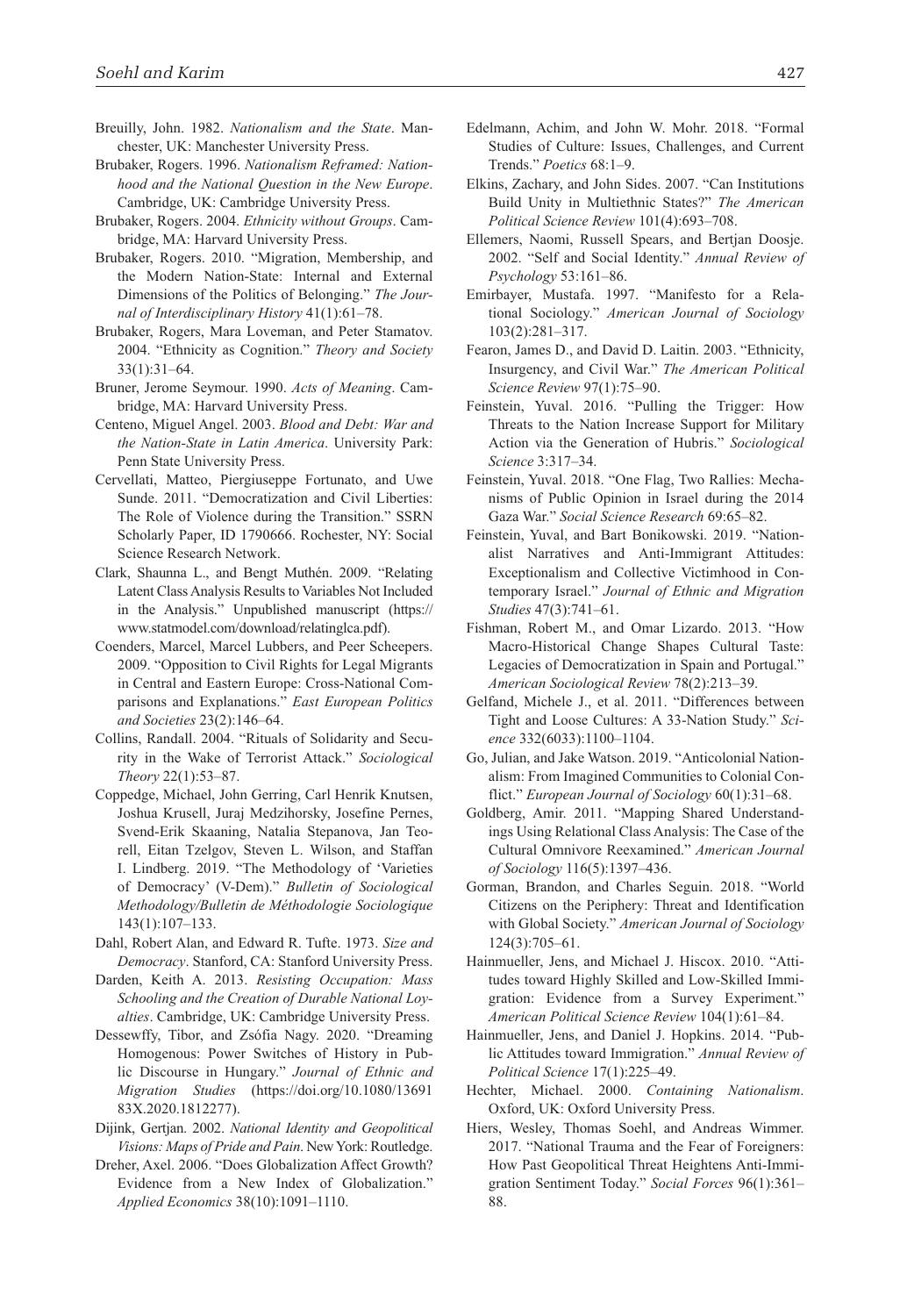Breuilly, John. 1982. *Nationalism and the State*. Manchester, UK: Manchester University Press.

Brubaker, Rogers. 1996. *Nationalism Reframed: Nationhood and the National Question in the New Europe*. Cambridge, UK: Cambridge University Press.

Brubaker, Rogers. 2004. *Ethnicity without Groups*. Cambridge, MA: Harvard University Press.

Brubaker, Rogers. 2010. "Migration, Membership, and the Modern Nation-State: Internal and External Dimensions of the Politics of Belonging." *The Journal of Interdisciplinary History* 41(1):61–78.

Brubaker, Rogers, Mara Loveman, and Peter Stamatov. 2004. "Ethnicity as Cognition." *Theory and Society* 33(1):31–64.

Bruner, Jerome Seymour. 1990. *Acts of Meaning*. Cambridge, MA: Harvard University Press.

Centeno, Miguel Angel. 2003. *Blood and Debt: War and the Nation-State in Latin America*. University Park: Penn State University Press.

Cervellati, Matteo, Piergiuseppe Fortunato, and Uwe Sunde. 2011. "Democratization and Civil Liberties: The Role of Violence during the Transition." SSRN Scholarly Paper, ID 1790666. Rochester, NY: Social Science Research Network.

Clark, Shaunna L., and Bengt Muthén. 2009. "Relating Latent Class Analysis Results to Variables Not Included in the Analysis." Unpublished manuscript (https://www.statmodel.com/download/relatinglca.pdf).

Coenders, Marcel, Marcel Lubbers, and Peer Scheepers. 2009. "Opposition to Civil Rights for Legal Migrants in Central and Eastern Europe: Cross-National Comparisons and Explanations." *East European Politics and Societies* 23(2):146–64.

Collins, Randall. 2004. "Rituals of Solidarity and Security in the Wake of Terrorist Attack." *Sociological Theory* 22(1):53–87.

Coppedge, Michael, John Gerring, Carl Henrik Knutsen, Joshua Krusell, Juraj Medzihorsky, Josefine Pernes, Svend-Erik Skaaning, Natalia Stepanova, Jan Teorell, Eitan Tzelgov, Steven L. Wilson, and Staffan I. Lindberg. 2019. "The Methodology of 'Varieties of Democracy' (V-Dem)." *Bulletin of Sociological Methodology/Bulletin de Méthodologie Sociologique* 143(1):107–133.

Dahl, Robert Alan, and Edward R. Tufte. 1973. *Size and Democracy*. Stanford, CA: Stanford University Press.

Darden, Keith A. 2013. *Resisting Occupation: Mass Schooling and the Creation of Durable National Loyalties*. Cambridge, UK: Cambridge University Press.

Dessewffy, Tibor, and Zsófia Nagy. 2020. "Dreaming Homogenous: Power Switches of History in Public Discourse in Hungary." *Journal of Ethnic and Migration Studies* (https://doi.org/10.1080/1369183X.2020.1812277).

Dijink, Gertjan. 2002. *National Identity and Geopolitical Visions: Maps of Pride and Pain*. New York: Routledge.

Dreher, Axel. 2006. "Does Globalization Affect Growth? Evidence from a New Index of Globalization." *Applied Economics* 38(10):1091–1110.

Edelmann, Achim, and John W. Mohr. 2018. "Formal Studies of Culture: Issues, Challenges, and Current Trends." *Poetics* 68:1–9.

Elkins, Zachary, and John Sides. 2007. "Can Institutions Build Unity in Multiethnic States?" *The American Political Science Review* 101(4):693–708.

Ellemers, Naomi, Russell Spears, and Bertjan Doosje. 2002. "Self and Social Identity." *Annual Review of Psychology* 53:161–86.

Emirbayer, Mustafa. 1997. "Manifesto for a Relational Sociology." *American Journal of Sociology* 103(2):281–317.

Fearon, James D., and David D. Laitin. 2003. "Ethnicity, Insurgency, and Civil War." *The American Political Science Review* 97(1):75–90.

Feinstein, Yuval. 2016. "Pulling the Trigger: How Threats to the Nation Increase Support for Military Action via the Generation of Hubris." *Sociological Science* 3:317–34.

Feinstein, Yuval. 2018. "One Flag, Two Rallies: Mechanisms of Public Opinion in Israel during the 2014 Gaza War." *Social Science Research* 69:65–82.

Feinstein, Yuval, and Bart Bonikowski. 2019. "Nationalist Narratives and Anti-Immigrant Attitudes: Exceptionalism and Collective Victimhood in Contemporary Israel." *Journal of Ethnic and Migration Studies* 47(3):741–61.

Fishman, Robert M., and Omar Lizardo. 2013. "How Macro-Historical Change Shapes Cultural Taste: Legacies of Democratization in Spain and Portugal." *American Sociological Review* 78(2):213–39.

Gelfand, Michele J., et al. 2011. "Differences between Tight and Loose Cultures: A 33-Nation Study." *Science* 332(6033):1100–1104.

Go, Julian, and Jake Watson. 2019. "Anticolonial Nationalism: From Imagined Communities to Colonial Conflict." *European Journal of Sociology* 60(1):31–68.

Goldberg, Amir. 2011. "Mapping Shared Understandings Using Relational Class Analysis: The Case of the Cultural Omnivore Reexamined." *American Journal of Sociology* 116(5):1397–436.

Gorman, Brandon, and Charles Seguin. 2018. "World Citizens on the Periphery: Threat and Identification with Global Society." *American Journal of Sociology* 124(3):705–61.

Hainmueller, Jens, and Michael J. Hiscox. 2010. "Attitudes toward Highly Skilled and Low-Skilled Immigration: Evidence from a Survey Experiment." *American Political Science Review* 104(1):61–84.

Hainmueller, Jens, and Daniel J. Hopkins. 2014. "Public Attitudes toward Immigration." *Annual Review of Political Science* 17(1):225–49.

Hechter, Michael. 2000. *Containing Nationalism*. Oxford, UK: Oxford University Press.

Hiers, Wesley, Thomas Soehl, and Andreas Wimmer. 2017. "National Trauma and the Fear of Foreigners: How Past Geopolitical Threat Heightens Anti-Immigration Sentiment Today." *Social Forces* 96(1):361–88.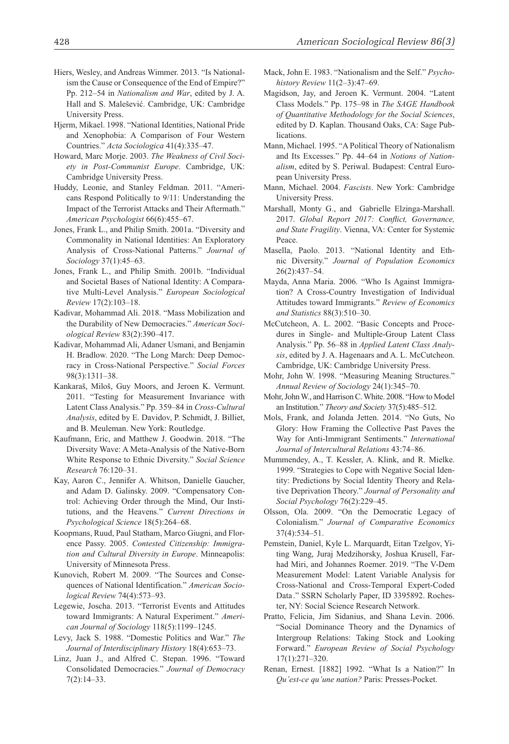Hiers, Wesley, and Andreas Wimmer. 2013. "Is Nationalism the Cause or Consequence of the End of Empire?" Pp. 212–54 in *Nationalism and War*, edited by J. A. Hall and S. Malešević. Cambridge, UK: Cambridge University Press.

Hjerm, Mikael. 1998. "National Identities, National Pride and Xenophobia: A Comparison of Four Western Countries." *Acta Sociologica* 41(4):335–47.

Howard, Marc Morje. 2003. *The Weakness of Civil Society in Post-Communist Europe*. Cambridge, UK: Cambridge University Press.

Huddy, Leonie, and Stanley Feldman. 2011. "Americans Respond Politically to 9/11: Understanding the Impact of the Terrorist Attacks and Their Aftermath." *American Psychologist* 66(6):455–67.

Jones, Frank L., and Philip Smith. 2001a. "Diversity and Commonality in National Identities: An Exploratory Analysis of Cross-National Patterns." *Journal of Sociology* 37(1):45–63.

Jones, Frank L., and Philip Smith. 2001b. "Individual and Societal Bases of National Identity: A Comparative Multi-Level Analysis." *European Sociological Review* 17(2):103–18.

Kadivar, Mohammad Ali. 2018. "Mass Mobilization and the Durability of New Democracies." *American Sociological Review* 83(2):390–417.

Kadivar, Mohammad Ali, Adaner Usmani, and Benjamin H. Bradlow. 2020. "The Long March: Deep Democracy in Cross-National Perspective." *Social Forces* 98(3):1311–38.

Kankaraš, Miloš, Guy Moors, and Jeroen K. Vermunt. 2011. "Testing for Measurement Invariance with Latent Class Analysis." Pp. 359–84 in *Cross-Cultural Analysis*, edited by E. Davidov, P. Schmidt, J. Billiet, and B. Meuleman. New York: Routledge.

Kaufmann, Eric, and Matthew J. Goodwin. 2018. "The Diversity Wave: A Meta-Analysis of the Native-Born White Response to Ethnic Diversity." *Social Science Research* 76:120–31.

Kay, Aaron C., Jennifer A. Whitson, Danielle Gaucher, and Adam D. Galinsky. 2009. "Compensatory Control: Achieving Order through the Mind, Our Institutions, and the Heavens." *Current Directions in Psychological Science* 18(5):264–68.

Koopmans, Ruud, Paul Statham, Marco Giugni, and Florence Passy. 2005. *Contested Citizenship: Immigration and Cultural Diversity in Europe*. Minneapolis: University of Minnesota Press.

Kunovich, Robert M. 2009. "The Sources and Consequences of National Identification." *American Sociological Review* 74(4):573–93.

Legewie, Joscha. 2013. "Terrorist Events and Attitudes toward Immigrants: A Natural Experiment." *American Journal of Sociology* 118(5):1199–1245.

Levy, Jack S. 1988. "Domestic Politics and War." *The Journal of Interdisciplinary History* 18(4):653–73.

Linz, Juan J., and Alfred C. Stepan. 1996. "Toward Consolidated Democracies." *Journal of Democracy* 7(2):14–33.

Mack, John E. 1983. "Nationalism and the Self." *Psychohistory Review* 11(2–3):47–69.

Magidson, Jay, and Jeroen K. Vermunt. 2004. "Latent Class Models." Pp. 175–98 in *The SAGE Handbook of Quantitative Methodology for the Social Sciences*, edited by D. Kaplan. Thousand Oaks, CA: Sage Publications.

Mann, Michael. 1995. "A Political Theory of Nationalism and Its Excesses." Pp. 44–64 in *Notions of Nationalism*, edited by S. Periwal. Budapest: Central European University Press.

Mann, Michael. 2004. *Fascists*. New York: Cambridge University Press.

Marshall, Monty G., and Gabrielle Elzinga-Marshall. 2017. *Global Report 2017: Conflict, Governance, and State Fragility*. Vienna, VA: Center for Systemic Peace.

Masella, Paolo. 2013. "National Identity and Ethnic Diversity." *Journal of Population Economics* 26(2):437–54.

Mayda, Anna Maria. 2006. "Who Is Against Immigration? A Cross-Country Investigation of Individual Attitudes toward Immigrants." *Review of Economics and Statistics* 88(3):510–30.

McCutcheon, A. L. 2002. "Basic Concepts and Procedures in Single- and Multiple-Group Latent Class Analysis." Pp. 56–88 in *Applied Latent Class Analysis*, edited by J. A. Hagenaars and A. L. McCutcheon. Cambridge, UK: Cambridge University Press.

Mohr, John W. 1998. "Measuring Meaning Structures." *Annual Review of Sociology* 24(1):345–70.

Mohr, John W., and Harrison C. White. 2008. "How to Model an Institution." *Theory and Society* 37(5):485–512.

Mols, Frank, and Jolanda Jetten. 2014. "No Guts, No Glory: How Framing the Collective Past Paves the Way for Anti-Immigrant Sentiments." *International Journal of Intercultural Relations* 43:74–86.

Mummendey, A., T. Kessler, A. Klink, and R. Mielke. 1999. "Strategies to Cope with Negative Social Identity: Predictions by Social Identity Theory and Relative Deprivation Theory." *Journal of Personality and Social Psychology* 76(2):229–45.

Olsson, Ola. 2009. "On the Democratic Legacy of Colonialism." *Journal of Comparative Economics* 37(4):534–51.

Pemstein, Daniel, Kyle L. Marquardt, Eitan Tzelgov, Yiting Wang, Juraj Medzihorsky, Joshua Krusell, Farhad Miri, and Johannes Roemer. 2019. "The V-Dem Measurement Model: Latent Variable Analysis for Cross-National and Cross-Temporal Expert-Coded Data." SSRN Scholarly Paper, ID 3395892. Rochester, NY: Social Science Research Network.

Pratto, Felicia, Jim Sidanius, and Shana Levin. 2006. "Social Dominance Theory and the Dynamics of Intergroup Relations: Taking Stock and Looking Forward." *European Review of Social Psychology* 17(1):271–320.

Renan, Ernest. [1882] 1992. "What Is a Nation?" In *Qu'est-ce qu'une nation?* Paris: Presses-Pocket.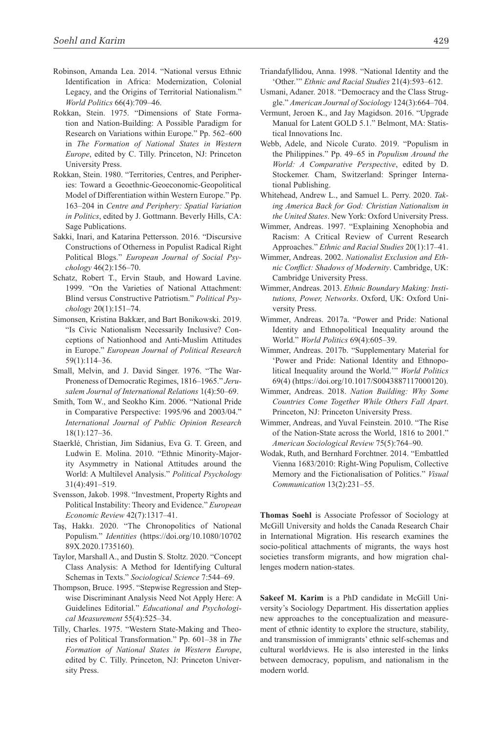Robinson, Amanda Lea. 2014. "National versus Ethnic Identification in Africa: Modernization, Colonial Legacy, and the Origins of Territorial Nationalism." *World Politics* 66(4):709–46.

Rokkan, Stein. 1975. "Dimensions of State Formation and Nation-Building: A Possible Paradigm for Research on Variations within Europe." Pp. 562–600 in *The Formation of National States in Western Europe*, edited by C. Tilly. Princeton, NJ: Princeton University Press.

Rokkan, Stein. 1980. "Territories, Centres, and Peripheries: Toward a Geoethnic-Geoeconomic-Geopolitical Model of Differentiation within Western Europe." Pp. 163–204 in *Centre and Periphery: Spatial Variation in Politics*, edited by J. Gottmann. Beverly Hills, CA: Sage Publications.

Sakki, Inari, and Katarina Pettersson. 2016. "Discursive Constructions of Otherness in Populist Radical Right Political Blogs." *European Journal of Social Psychology* 46(2):156–70.

Schatz, Robert T., Ervin Staub, and Howard Lavine. 1999. "On the Varieties of National Attachment: Blind versus Constructive Patriotism." *Political Psychology* 20(1):151–74.

Simonsen, Kristina Bakkær, and Bart Bonikowski. 2019. "Is Civic Nationalism Necessarily Inclusive? Conceptions of Nationhood and Anti-Muslim Attitudes in Europe." *European Journal of Political Research* 59(1):114–36.

Small, Melvin, and J. David Singer. 1976. "The War-Proneness of Democratic Regimes, 1816–1965." *Jerusalem Journal of International Relations* 1(4):50–69.

Smith, Tom W., and Seokho Kim. 2006. "National Pride in Comparative Perspective: 1995/96 and 2003/04." *International Journal of Public Opinion Research* 18(1):127–36.

Staerklé, Christian, Jim Sidanius, Eva G. T. Green, and Ludwin E. Molina. 2010. "Ethnic Minority-Majority Asymmetry in National Attitudes around the World: A Multilevel Analysis." *Political Psychology* 31(4):491–519.

Svensson, Jakob. 1998. "Investment, Property Rights and Political Instability: Theory and Evidence." *European Economic Review* 42(7):1317–41.

Taş, Hakkı. 2020. "The Chronopolitics of National Populism." *Identities* (https://doi.org/10.1080/1070289X.2020.1735160).

Taylor, Marshall A., and Dustin S. Stoltz. 2020. "Concept Class Analysis: A Method for Identifying Cultural Schemas in Texts." *Sociological Science* 7:544–69.

Thompson, Bruce. 1995. "Stepwise Regression and Stepwise Discriminant Analysis Need Not Apply Here: A Guidelines Editorial." *Educational and Psychological Measurement* 55(4):525–34.

Tilly, Charles. 1975. "Western State-Making and Theories of Political Transformation." Pp. 601–38 in *The Formation of National States in Western Europe*, edited by C. Tilly. Princeton, NJ: Princeton University Press.

Triandafyllidou, Anna. 1998. "National Identity and the 'Other.'" *Ethnic and Racial Studies* 21(4):593–612.

Usmani, Adaner. 2018. "Democracy and the Class Struggle." *American Journal of Sociology* 124(3):664–704.

Vermunt, Jeroen K., and Jay Magidson. 2016. "Upgrade Manual for Latent GOLD 5.1." Belmont, MA: Statistical Innovations Inc.

Webb, Adele, and Nicole Curato. 2019. "Populism in the Philippines." Pp. 49–65 in *Populism Around the World: A Comparative Perspective*, edited by D. Stockemer. Cham, Switzerland: Springer International Publishing.

Whitehead, Andrew L., and Samuel L. Perry. 2020. *Taking America Back for God: Christian Nationalism in the United States*. New York: Oxford University Press.

Wimmer, Andreas. 1997. "Explaining Xenophobia and Racism: A Critical Review of Current Research Approaches." *Ethnic and Racial Studies* 20(1):17–41.

Wimmer, Andreas. 2002. *Nationalist Exclusion and Ethnic Conflict: Shadows of Modernity*. Cambridge, UK: Cambridge University Press.

Wimmer, Andreas. 2013. *Ethnic Boundary Making: Institutions, Power, Networks*. Oxford, UK: Oxford University Press.

Wimmer, Andreas. 2017a. "Power and Pride: National Identity and Ethnopolitical Inequality around the World." *World Politics* 69(4):605–39.

Wimmer, Andreas. 2017b. "Supplementary Material for 'Power and Pride: National Identity and Ethnopolitical Inequality around the World.'" *World Politics* 69(4) (https://doi.org/10.1017/S0043887117000120).

Wimmer, Andreas. 2018. *Nation Building: Why Some Countries Come Together While Others Fall Apart*. Princeton, NJ: Princeton University Press.

Wimmer, Andreas, and Yuval Feinstein. 2010. "The Rise of the Nation-State across the World, 1816 to 2001." *American Sociological Review* 75(5):764–90.

Wodak, Ruth, and Bernhard Forchtner. 2014. "Embattled Vienna 1683/2010: Right-Wing Populism, Collective Memory and the Fictionalisation of Politics." *Visual Communication* 13(2):231–55.

**Thomas Soehl** is Associate Professor of Sociology at McGill University and holds the Canada Research Chair in International Migration. His research examines the socio-political attachments of migrants, the ways host societies transform migrants, and how migration challenges modern nation-states.

**Sakeef M. Karim** is a PhD candidate in McGill University's Sociology Department. His dissertation applies new approaches to the conceptualization and measurement of ethnic identity to explore the structure, stability, and transmission of immigrants' ethnic self-schemas and cultural worldviews. He is also interested in the links between democracy, populism, and nationalism in the modern world.